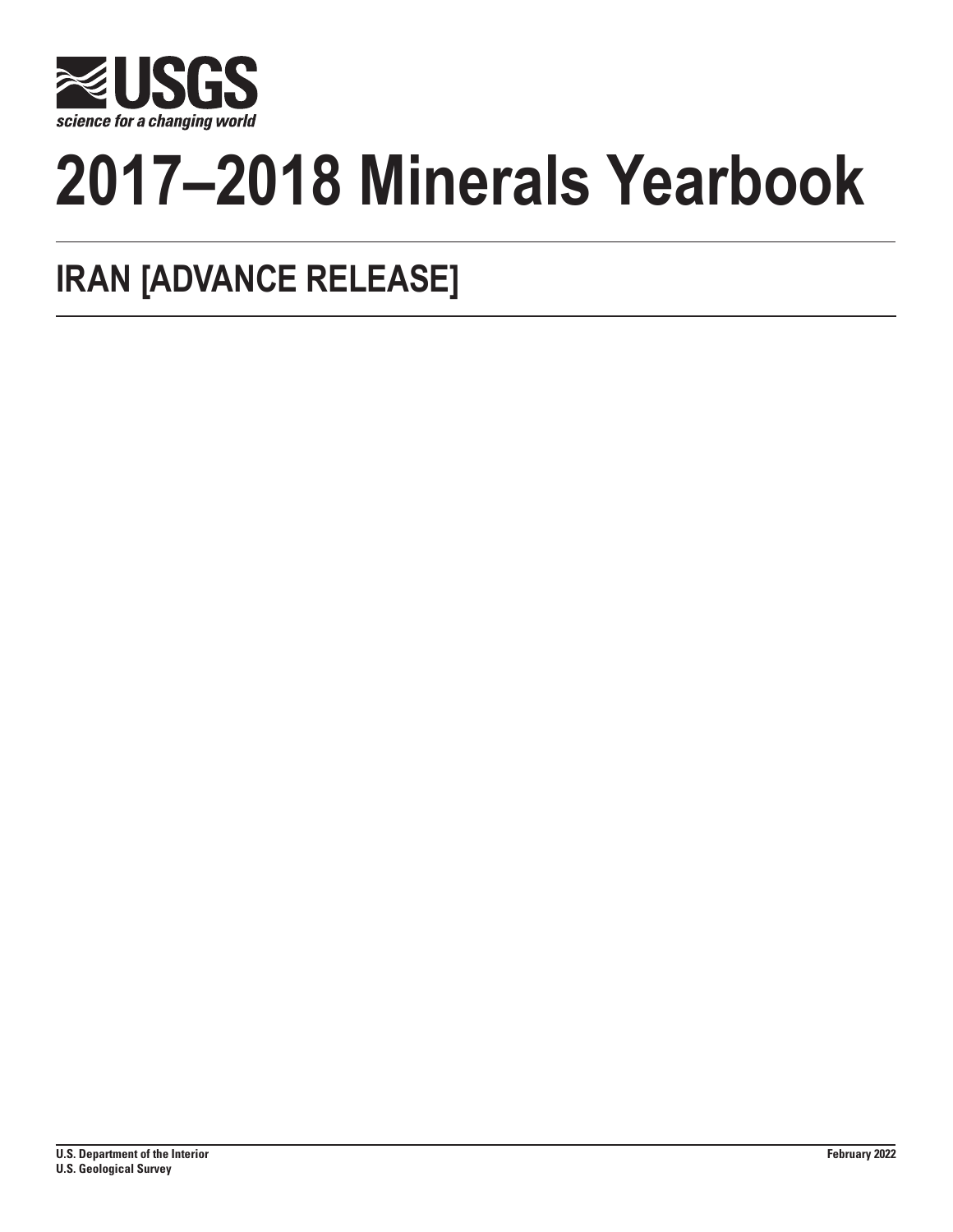# 2017–2018 Minerals Yearbook

## IRAN [ADVANCE RELEASE]

U.S. Department of the Interior
U.S. Geological Survey

February 2022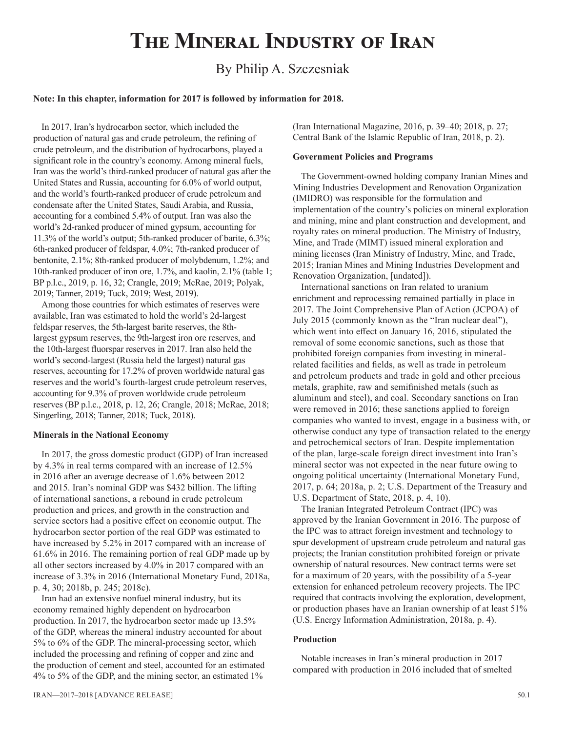# The Mineral Industry of Iran

By Philip A. Szczesniak

**Note: In this chapter, information for 2017 is followed by information for 2018.**

In 2017, Iran's hydrocarbon sector, which included the production of natural gas and crude petroleum, the refining of crude petroleum, and the distribution of hydrocarbons, played a significant role in the country's economy. Among mineral fuels, Iran was the world's third-ranked producer of natural gas after the United States and Russia, accounting for 6.0% of world output, and the world's fourth-ranked producer of crude petroleum and condensate after the United States, Saudi Arabia, and Russia, accounting for a combined 5.4% of output. Iran was also the world's 2d-ranked producer of mined gypsum, accounting for 11.3% of the world's output; 5th-ranked producer of barite, 6.3%; 6th-ranked producer of feldspar, 4.0%; 7th-ranked producer of bentonite, 2.1%; 8th-ranked producer of molybdenum, 1.2%; and 10th-ranked producer of iron ore, 1.7%, and kaolin, 2.1% (table 1; BP p.l.c., 2019, p. 16, 32; Crangle, 2019; McRae, 2019; Polyak, 2019; Tanner, 2019; Tuck, 2019; West, 2019).

Among those countries for which estimates of reserves were available, Iran was estimated to hold the world's 2d-largest feldspar reserves, the 5th-largest barite reserves, the 8th-largest gypsum reserves, the 9th-largest iron ore reserves, and the 10th-largest fluorspar reserves in 2017. Iran also held the world's second-largest (Russia held the largest) natural gas reserves, accounting for 17.2% of proven worldwide natural gas reserves and the world's fourth-largest crude petroleum reserves, accounting for 9.3% of proven worldwide crude petroleum reserves (BP p.l.c., 2018, p. 12, 26; Crangle, 2018; McRae, 2018; Singerling, 2018; Tanner, 2018; Tuck, 2018).

### Minerals in the National Economy

In 2017, the gross domestic product (GDP) of Iran increased by 4.3% in real terms compared with an increase of 12.5% in 2016 after an average decrease of 1.6% between 2012 and 2015. Iran's nominal GDP was $432 billion. The lifting of international sanctions, a rebound in crude petroleum production and prices, and growth in the construction and service sectors had a positive effect on economic output. The hydrocarbon sector portion of the real GDP was estimated to have increased by 5.2% in 2017 compared with an increase of 61.6% in 2016. The remaining portion of real GDP made up by all other sectors increased by 4.0% in 2017 compared with an increase of 3.3% in 2016 (International Monetary Fund, 2018a, p. 4, 30; 2018b, p. 245; 2018c).

Iran had an extensive nonfuel mineral industry, but its economy remained highly dependent on hydrocarbon production. In 2017, the hydrocarbon sector made up 13.5% of the GDP, whereas the mineral industry accounted for about 5% to 6% of the GDP. The mineral-processing sector, which included the processing and refining of copper and zinc and the production of cement and steel, accounted for an estimated 4% to 5% of the GDP, and the mining sector, an estimated 1% (Iran International Magazine, 2016, p. 39–40; 2018, p. 27; Central Bank of the Islamic Republic of Iran, 2018, p. 2).

### Government Policies and Programs

The Government-owned holding company Iranian Mines and Mining Industries Development and Renovation Organization (IMIDRO) was responsible for the formulation and implementation of the country's policies on mineral exploration and mining, mine and plant construction and development, and royalty rates on mineral production. The Ministry of Industry, Mine, and Trade (MIMT) issued mineral exploration and mining licenses (Iran Ministry of Industry, Mine, and Trade, 2015; Iranian Mines and Mining Industries Development and Renovation Organization, [undated]).

International sanctions on Iran related to uranium enrichment and reprocessing remained partially in place in 2017. The Joint Comprehensive Plan of Action (JCPOA) of July 2015 (commonly known as the "Iran nuclear deal"), which went into effect on January 16, 2016, stipulated the removal of some economic sanctions, such as those that prohibited foreign companies from investing in mineral-related facilities and fields, as well as trade in petroleum and petroleum products and trade in gold and other precious metals, graphite, raw and semifinished metals (such as aluminum and steel), and coal. Secondary sanctions on Iran were removed in 2016; these sanctions applied to foreign companies who wanted to invest, engage in a business with, or otherwise conduct any type of transaction related to the energy and petrochemical sectors of Iran. Despite implementation of the plan, large-scale foreign direct investment into Iran's mineral sector was not expected in the near future owing to ongoing political uncertainty (International Monetary Fund, 2017, p. 64; 2018a, p. 2; U.S. Department of the Treasury and U.S. Department of State, 2018, p. 4, 10).

The Iranian Integrated Petroleum Contract (IPC) was approved by the Iranian Government in 2016. The purpose of the IPC was to attract foreign investment and technology to spur development of upstream crude petroleum and natural gas projects; the Iranian constitution prohibited foreign or private ownership of natural resources. New contract terms were set for a maximum of 20 years, with the possibility of a 5-year extension for enhanced petroleum recovery projects. The IPC required that contracts involving the exploration, development, or production phases have an Iranian ownership of at least 51% (U.S. Energy Information Administration, 2018a, p. 4).

### Production

Notable increases in Iran's mineral production in 2017 compared with production in 2016 included that of smelted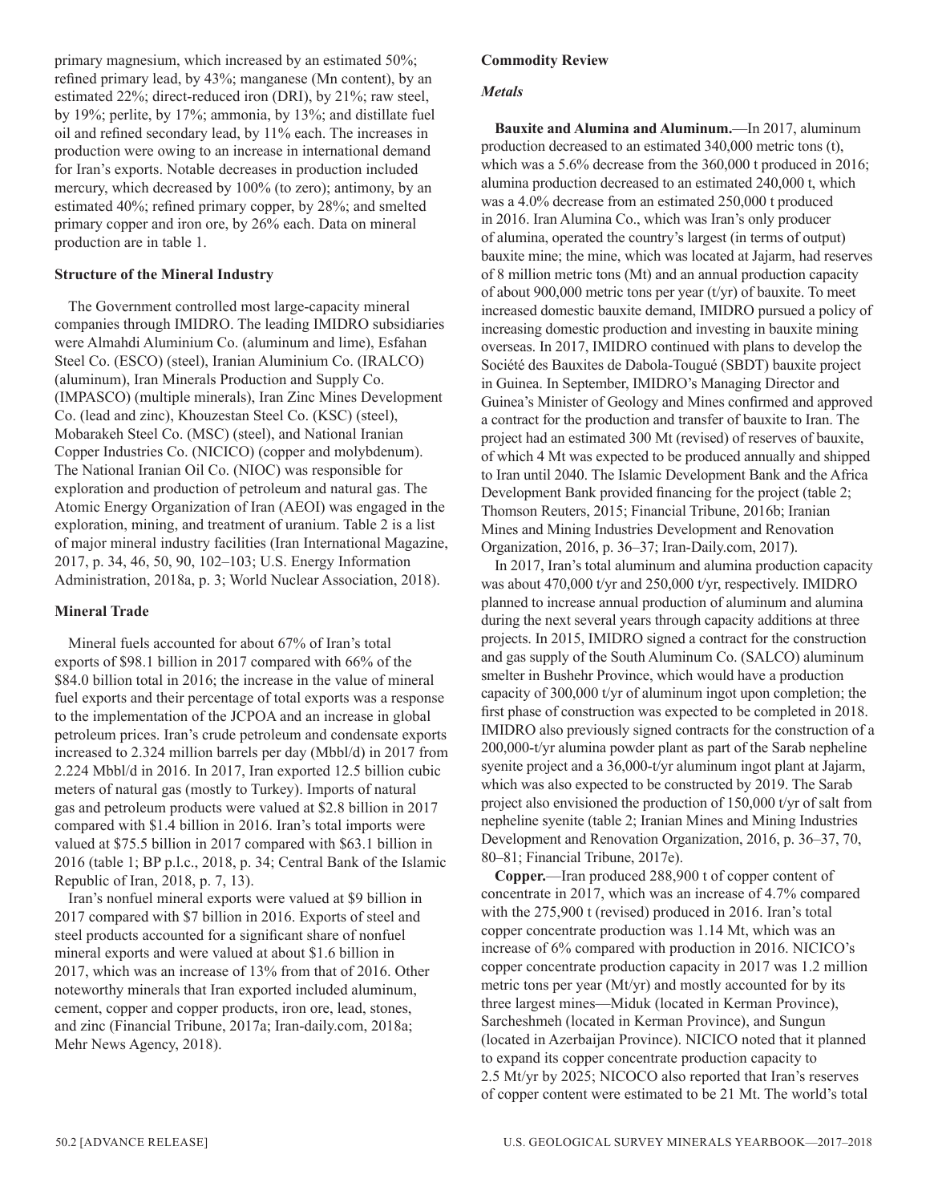primary magnesium, which increased by an estimated 50%; refined primary lead, by 43%; manganese (Mn content), by an estimated 22%; direct-reduced iron (DRI), by 21%; raw steel, by 19%; perlite, by 17%; ammonia, by 13%; and distillate fuel oil and refined secondary lead, by 11% each. The increases in production were owing to an increase in international demand for Iran's exports. Notable decreases in production included mercury, which decreased by 100% (to zero); antimony, by an estimated 40%; refined primary copper, by 28%; and smelted primary copper and iron ore, by 26% each. Data on mineral production are in table 1.

**Structure of the Mineral Industry**

The Government controlled most large-capacity mineral companies through IMIDRO. The leading IMIDRO subsidiaries were Almahdi Aluminium Co. (aluminum and lime), Esfahan Steel Co. (ESCO) (steel), Iranian Aluminium Co. (IRALCO) (aluminum), Iran Minerals Production and Supply Co. (IMPASCO) (multiple minerals), Iran Zinc Mines Development Co. (lead and zinc), Khouzestan Steel Co. (KSC) (steel), Mobarakeh Steel Co. (MSC) (steel), and National Iranian Copper Industries Co. (NICICO) (copper and molybdenum). The National Iranian Oil Co. (NIOC) was responsible for exploration and production of petroleum and natural gas. The Atomic Energy Organization of Iran (AEOI) was engaged in the exploration, mining, and treatment of uranium. Table 2 is a list of major mineral industry facilities (Iran International Magazine, 2017, p. 34, 46, 50, 90, 102–103; U.S. Energy Information Administration, 2018a, p. 3; World Nuclear Association, 2018).

**Mineral Trade**

Mineral fuels accounted for about 67% of Iran's total exports of $98.1 billion in 2017 compared with 66% of the $84.0 billion total in 2016; the increase in the value of mineral fuel exports and their percentage of total exports was a response to the implementation of the JCPOA and an increase in global petroleum prices. Iran's crude petroleum and condensate exports increased to 2.324 million barrels per day (Mbbl/d) in 2017 from 2.224 Mbbl/d in 2016. In 2017, Iran exported 12.5 billion cubic meters of natural gas (mostly to Turkey). Imports of natural gas and petroleum products were valued at $2.8 billion in 2017 compared with $1.4 billion in 2016. Iran's total imports were valued at $75.5 billion in 2017 compared with $63.1 billion in 2016 (table 1; BP p.l.c., 2018, p. 34; Central Bank of the Islamic Republic of Iran, 2018, p. 7, 13).

Iran's nonfuel mineral exports were valued at $9 billion in 2017 compared with $7 billion in 2016. Exports of steel and steel products accounted for a significant share of nonfuel mineral exports and were valued at about $1.6 billion in 2017, which was an increase of 13% from that of 2016. Other noteworthy minerals that Iran exported included aluminum, cement, copper and copper products, iron ore, lead, stones, and zinc (Financial Tribune, 2017a; Iran-daily.com, 2018a; Mehr News Agency, 2018).

**Commodity Review**

***Metals***

**Bauxite and Alumina and Aluminum.**—In 2017, aluminum production decreased to an estimated 340,000 metric tons (t), which was a 5.6% decrease from the 360,000 t produced in 2016; alumina production decreased to an estimated 240,000 t, which was a 4.0% decrease from an estimated 250,000 t produced in 2016. Iran Alumina Co., which was Iran's only producer of alumina, operated the country's largest (in terms of output) bauxite mine; the mine, which was located at Jajarm, had reserves of 8 million metric tons (Mt) and an annual production capacity of about 900,000 metric tons per year (t/yr) of bauxite. To meet increased domestic bauxite demand, IMIDRO pursued a policy of increasing domestic production and investing in bauxite mining overseas. In 2017, IMIDRO continued with plans to develop the Société des Bauxites de Dabola-Tougué (SBDT) bauxite project in Guinea. In September, IMIDRO's Managing Director and Guinea's Minister of Geology and Mines confirmed and approved a contract for the production and transfer of bauxite to Iran. The project had an estimated 300 Mt (revised) of reserves of bauxite, of which 4 Mt was expected to be produced annually and shipped to Iran until 2040. The Islamic Development Bank and the Africa Development Bank provided financing for the project (table 2; Thomson Reuters, 2015; Financial Tribune, 2016b; Iranian Mines and Mining Industries Development and Renovation Organization, 2016, p. 36–37; Iran-Daily.com, 2017).

In 2017, Iran's total aluminum and alumina production capacity was about 470,000 t/yr and 250,000 t/yr, respectively. IMIDRO planned to increase annual production of aluminum and alumina during the next several years through capacity additions at three projects. In 2015, IMIDRO signed a contract for the construction and gas supply of the South Aluminum Co. (SALCO) aluminum smelter in Bushehr Province, which would have a production capacity of 300,000 t/yr of aluminum ingot upon completion; the first phase of construction was expected to be completed in 2018. IMIDRO also previously signed contracts for the construction of a 200,000-t/yr alumina powder plant as part of the Sarab nepheline syenite project and a 36,000-t/yr aluminum ingot plant at Jajarm, which was also expected to be constructed by 2019. The Sarab project also envisioned the production of 150,000 t/yr of salt from nepheline syenite (table 2; Iranian Mines and Mining Industries Development and Renovation Organization, 2016, p. 36–37, 70, 80–81; Financial Tribune, 2017e).

**Copper.**—Iran produced 288,900 t of copper content of concentrate in 2017, which was an increase of 4.7% compared with the 275,900 t (revised) produced in 2016. Iran's total copper concentrate production was 1.14 Mt, which was an increase of 6% compared with production in 2016. NICICO's copper concentrate production capacity in 2017 was 1.2 million metric tons per year (Mt/yr) and mostly accounted for by its three largest mines—Miduk (located in Kerman Province), Sarcheshmeh (located in Kerman Province), and Sungun (located in Azerbaijan Province). NICICO noted that it planned to expand its copper concentrate production capacity to 2.5 Mt/yr by 2025; NICOCO also reported that Iran's reserves of copper content were estimated to be 21 Mt. The world's total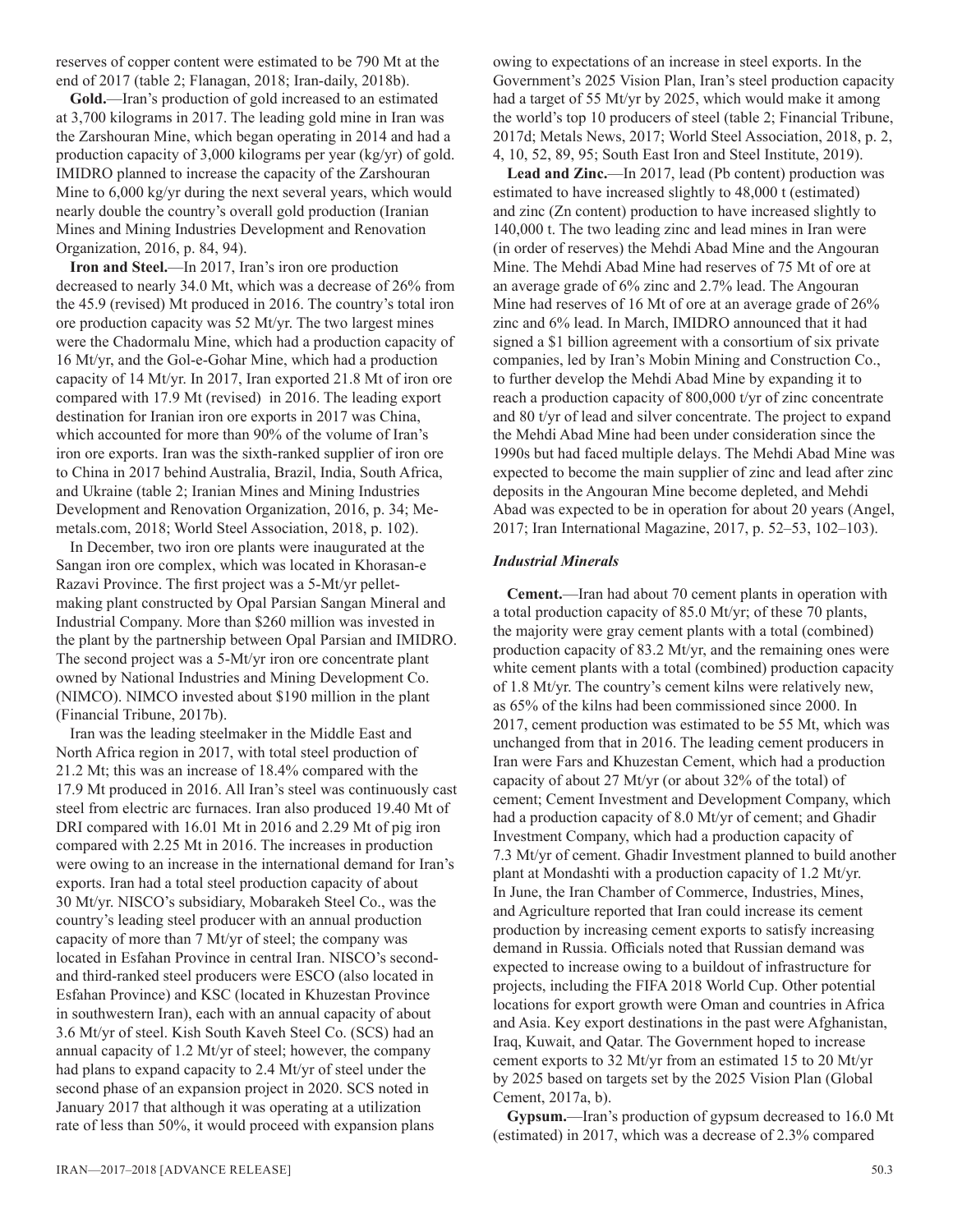reserves of copper content were estimated to be 790 Mt at the end of 2017 (table 2; Flanagan, 2018; Iran-daily, 2018b).

**Gold.**—Iran's production of gold increased to an estimated at 3,700 kilograms in 2017. The leading gold mine in Iran was the Zarshouran Mine, which began operating in 2014 and had a production capacity of 3,000 kilograms per year (kg/yr) of gold. IMIDRO planned to increase the capacity of the Zarshouran Mine to 6,000 kg/yr during the next several years, which would nearly double the country's overall gold production (Iranian Mines and Mining Industries Development and Renovation Organization, 2016, p. 84, 94).

**Iron and Steel.**—In 2017, Iran's iron ore production decreased to nearly 34.0 Mt, which was a decrease of 26% from the 45.9 (revised) Mt produced in 2016. The country's total iron ore production capacity was 52 Mt/yr. The two largest mines were the Chadormalu Mine, which had a production capacity of 16 Mt/yr, and the Gol-e-Gohar Mine, which had a production capacity of 14 Mt/yr. In 2017, Iran exported 21.8 Mt of iron ore compared with 17.9 Mt (revised) in 2016. The leading export destination for Iranian iron ore exports in 2017 was China, which accounted for more than 90% of the volume of Iran's iron ore exports. Iran was the sixth-ranked supplier of iron ore to China in 2017 behind Australia, Brazil, India, South Africa, and Ukraine (table 2; Iranian Mines and Mining Industries Development and Renovation Organization, 2016, p. 34; Me-metals.com, 2018; World Steel Association, 2018, p. 102).

In December, two iron ore plants were inaugurated at the Sangan iron ore complex, which was located in Khorasan-e Razavi Province. The first project was a 5-Mt/yr pellet-making plant constructed by Opal Parsian Sangan Mineral and Industrial Company. More than $260 million was invested in the plant by the partnership between Opal Parsian and IMIDRO. The second project was a 5-Mt/yr iron ore concentrate plant owned by National Industries and Mining Development Co. (NIMCO). NIMCO invested about $190 million in the plant (Financial Tribune, 2017b).

Iran was the leading steelmaker in the Middle East and North Africa region in 2017, with total steel production of 21.2 Mt; this was an increase of 18.4% compared with the 17.9 Mt produced in 2016. All Iran's steel was continuously cast steel from electric arc furnaces. Iran also produced 19.40 Mt of DRI compared with 16.01 Mt in 2016 and 2.29 Mt of pig iron compared with 2.25 Mt in 2016. The increases in production were owing to an increase in the international demand for Iran's exports. Iran had a total steel production capacity of about 30 Mt/yr. NISCO's subsidiary, Mobarakeh Steel Co., was the country's leading steel producer with an annual production capacity of more than 7 Mt/yr of steel; the company was located in Esfahan Province in central Iran. NISCO's second- and third-ranked steel producers were ESCO (also located in Esfahan Province) and KSC (located in Khuzestan Province in southwestern Iran), each with an annual capacity of about 3.6 Mt/yr of steel. Kish South Kaveh Steel Co. (SCS) had an annual capacity of 1.2 Mt/yr of steel; however, the company had plans to expand capacity to 2.4 Mt/yr of steel under the second phase of an expansion project in 2020. SCS noted in January 2017 that although it was operating at a utilization rate of less than 50%, it would proceed with expansion plans owing to expectations of an increase in steel exports. In the Government's 2025 Vision Plan, Iran's steel production capacity had a target of 55 Mt/yr by 2025, which would make it among the world's top 10 producers of steel (table 2; Financial Tribune, 2017d; Metals News, 2017; World Steel Association, 2018, p. 2, 4, 10, 52, 89, 95; South East Iron and Steel Institute, 2019).

**Lead and Zinc.**—In 2017, lead (Pb content) production was estimated to have increased slightly to 48,000 t (estimated) and zinc (Zn content) production to have increased slightly to 140,000 t. The two leading zinc and lead mines in Iran were (in order of reserves) the Mehdi Abad Mine and the Angouran Mine. The Mehdi Abad Mine had reserves of 75 Mt of ore at an average grade of 6% zinc and 2.7% lead. The Angouran Mine had reserves of 16 Mt of ore at an average grade of 26% zinc and 6% lead. In March, IMIDRO announced that it had signed a $1 billion agreement with a consortium of six private companies, led by Iran's Mobin Mining and Construction Co., to further develop the Mehdi Abad Mine by expanding it to reach a production capacity of 800,000 t/yr of zinc concentrate and 80 t/yr of lead and silver concentrate. The project to expand the Mehdi Abad Mine had been under consideration since the 1990s but had faced multiple delays. The Mehdi Abad Mine was expected to become the main supplier of zinc and lead after zinc deposits in the Angouran Mine become depleted, and Mehdi Abad was expected to be in operation for about 20 years (Angel, 2017; Iran International Magazine, 2017, p. 52–53, 102–103).

### *Industrial Minerals*

**Cement.**—Iran had about 70 cement plants in operation with a total production capacity of 85.0 Mt/yr; of these 70 plants, the majority were gray cement plants with a total (combined) production capacity of 83.2 Mt/yr, and the remaining ones were white cement plants with a total (combined) production capacity of 1.8 Mt/yr. The country's cement kilns were relatively new, as 65% of the kilns had been commissioned since 2000. In 2017, cement production was estimated to be 55 Mt, which was unchanged from that in 2016. The leading cement producers in Iran were Fars and Khuzestan Cement, which had a production capacity of about 27 Mt/yr (or about 32% of the total) of cement; Cement Investment and Development Company, which had a production capacity of 8.0 Mt/yr of cement; and Ghadir Investment Company, which had a production capacity of 7.3 Mt/yr of cement. Ghadir Investment planned to build another plant at Mondashti with a production capacity of 1.2 Mt/yr. In June, the Iran Chamber of Commerce, Industries, Mines, and Agriculture reported that Iran could increase its cement production by increasing cement exports to satisfy increasing demand in Russia. Officials noted that Russian demand was expected to increase owing to a buildout of infrastructure for projects, including the FIFA 2018 World Cup. Other potential locations for export growth were Oman and countries in Africa and Asia. Key export destinations in the past were Afghanistan, Iraq, Kuwait, and Qatar. The Government hoped to increase cement exports to 32 Mt/yr from an estimated 15 to 20 Mt/yr by 2025 based on targets set by the 2025 Vision Plan (Global Cement, 2017a, b).

**Gypsum.**—Iran's production of gypsum decreased to 16.0 Mt (estimated) in 2017, which was a decrease of 2.3% compared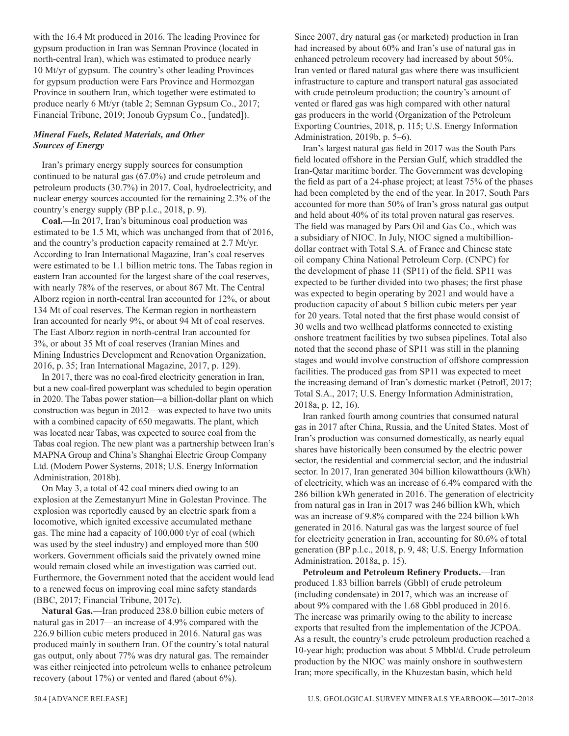with the 16.4 Mt produced in 2016. The leading Province for gypsum production in Iran was Semnan Province (located in north-central Iran), which was estimated to produce nearly 10 Mt/yr of gypsum. The country's other leading Provinces for gypsum production were Fars Province and Hormozgan Province in southern Iran, which together were estimated to produce nearly 6 Mt/yr (table 2; Semnan Gypsum Co., 2017; Financial Tribune, 2019; Jonoub Gypsum Co., [undated]).

### *Mineral Fuels, Related Materials, and Other Sources of Energy*

Iran's primary energy supply sources for consumption continued to be natural gas (67.0%) and crude petroleum and petroleum products (30.7%) in 2017. Coal, hydroelectricity, and nuclear energy sources accounted for the remaining 2.3% of the country's energy supply (BP p.l.c., 2018, p. 9).

**Coal.**—In 2017, Iran's bituminous coal production was estimated to be 1.5 Mt, which was unchanged from that of 2016, and the country's production capacity remained at 2.7 Mt/yr. According to Iran International Magazine, Iran's coal reserves were estimated to be 1.1 billion metric tons. The Tabas region in eastern Iran accounted for the largest share of the coal reserves, with nearly 78% of the reserves, or about 867 Mt. The Central Alborz region in north-central Iran accounted for 12%, or about 134 Mt of coal reserves. The Kerman region in northeastern Iran accounted for nearly 9%, or about 94 Mt of coal reserves. The East Alborz region in north-central Iran accounted for 3%, or about 35 Mt of coal reserves (Iranian Mines and Mining Industries Development and Renovation Organization, 2016, p. 35; Iran International Magazine, 2017, p. 129).

In 2017, there was no coal-fired electricity generation in Iran, but a new coal-fired powerplant was scheduled to begin operation in 2020. The Tabas power station—a billion-dollar plant on which construction was begun in 2012—was expected to have two units with a combined capacity of 650 megawatts. The plant, which was located near Tabas, was expected to source coal from the Tabas coal region. The new plant was a partnership between Iran's MAPNA Group and China's Shanghai Electric Group Company Ltd. (Modern Power Systems, 2018; U.S. Energy Information Administration, 2018b).

On May 3, a total of 42 coal miners died owing to an explosion at the Zemestanyurt Mine in Golestan Province. The explosion was reportedly caused by an electric spark from a locomotive, which ignited excessive accumulated methane gas. The mine had a capacity of 100,000 t/yr of coal (which was used by the steel industry) and employed more than 500 workers. Government officials said the privately owned mine would remain closed while an investigation was carried out. Furthermore, the Government noted that the accident would lead to a renewed focus on improving coal mine safety standards (BBC, 2017; Financial Tribune, 2017c).

**Natural Gas.**—Iran produced 238.0 billion cubic meters of natural gas in 2017—an increase of 4.9% compared with the 226.9 billion cubic meters produced in 2016. Natural gas was produced mainly in southern Iran. Of the country's total natural gas output, only about 77% was dry natural gas. The remainder was either reinjected into petroleum wells to enhance petroleum recovery (about 17%) or vented and flared (about 6%).

Since 2007, dry natural gas (or marketed) production in Iran had increased by about 60% and Iran's use of natural gas in enhanced petroleum recovery had increased by about 50%. Iran vented or flared natural gas where there was insufficient infrastructure to capture and transport natural gas associated with crude petroleum production; the country's amount of vented or flared gas was high compared with other natural gas producers in the world (Organization of the Petroleum Exporting Countries, 2018, p. 115; U.S. Energy Information Administration, 2019b, p. 5–6).

Iran's largest natural gas field in 2017 was the South Pars field located offshore in the Persian Gulf, which straddled the Iran-Qatar maritime border. The Government was developing the field as part of a 24-phase project; at least 75% of the phases had been completed by the end of the year. In 2017, South Pars accounted for more than 50% of Iran's gross natural gas output and held about 40% of its total proven natural gas reserves. The field was managed by Pars Oil and Gas Co., which was a subsidiary of NIOC. In July, NIOC signed a multibillion-dollar contract with Total S.A. of France and Chinese state oil company China National Petroleum Corp. (CNPC) for the development of phase 11 (SP11) of the field. SP11 was expected to be further divided into two phases; the first phase was expected to begin operating by 2021 and would have a production capacity of about 5 billion cubic meters per year for 20 years. Total noted that the first phase would consist of 30 wells and two wellhead platforms connected to existing onshore treatment facilities by two subsea pipelines. Total also noted that the second phase of SP11 was still in the planning stages and would involve construction of offshore compression facilities. The produced gas from SP11 was expected to meet the increasing demand of Iran's domestic market (Petroff, 2017; Total S.A., 2017; U.S. Energy Information Administration, 2018a, p. 12, 16).

Iran ranked fourth among countries that consumed natural gas in 2017 after China, Russia, and the United States. Most of Iran's production was consumed domestically, as nearly equal shares have historically been consumed by the electric power sector, the residential and commercial sector, and the industrial sector. In 2017, Iran generated 304 billion kilowatthours (kWh) of electricity, which was an increase of 6.4% compared with the 286 billion kWh generated in 2016. The generation of electricity from natural gas in Iran in 2017 was 246 billion kWh, which was an increase of 9.8% compared with the 224 billion kWh generated in 2016. Natural gas was the largest source of fuel for electricity generation in Iran, accounting for 80.6% of total generation (BP p.l.c., 2018, p. 9, 48; U.S. Energy Information Administration, 2018a, p. 15).

**Petroleum and Petroleum Refinery Products.**—Iran produced 1.83 billion barrels (Gbbl) of crude petroleum (including condensate) in 2017, which was an increase of about 9% compared with the 1.68 Gbbl produced in 2016. The increase was primarily owing to the ability to increase exports that resulted from the implementation of the JCPOA. As a result, the country's crude petroleum production reached a 10-year high; production was about 5 Mbbl/d. Crude petroleum production by the NIOC was mainly onshore in southwestern Iran; more specifically, in the Khuzestan basin, which held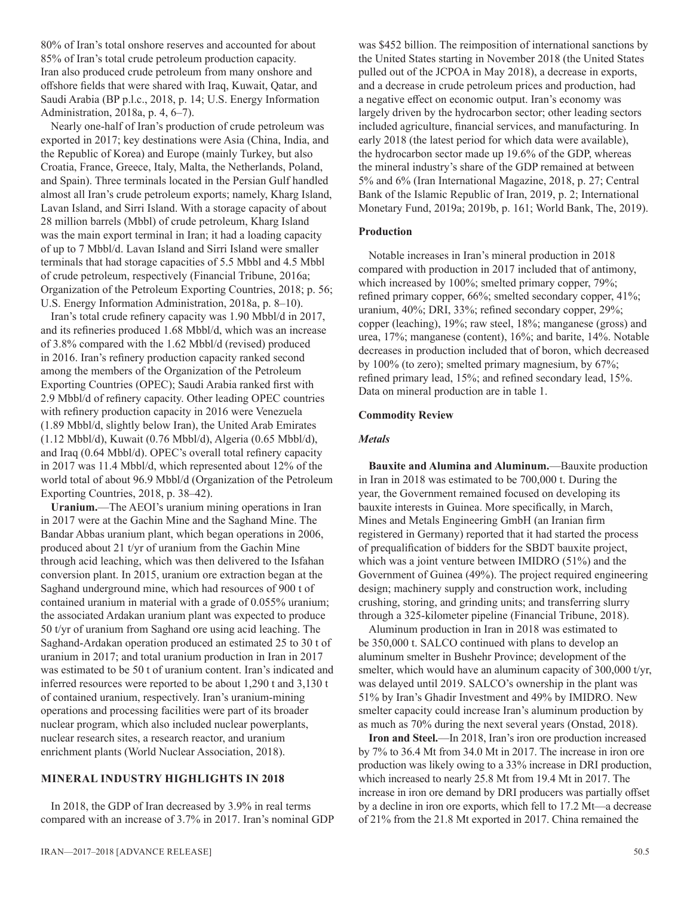80% of Iran's total onshore reserves and accounted for about 85% of Iran's total crude petroleum production capacity. Iran also produced crude petroleum from many onshore and offshore fields that were shared with Iraq, Kuwait, Qatar, and Saudi Arabia (BP p.l.c., 2018, p. 14; U.S. Energy Information Administration, 2018a, p. 4, 6–7).

Nearly one-half of Iran's production of crude petroleum was exported in 2017; key destinations were Asia (China, India, and the Republic of Korea) and Europe (mainly Turkey, but also Croatia, France, Greece, Italy, Malta, the Netherlands, Poland, and Spain). Three terminals located in the Persian Gulf handled almost all Iran's crude petroleum exports; namely, Kharg Island, Lavan Island, and Sirri Island. With a storage capacity of about 28 million barrels (Mbbl) of crude petroleum, Kharg Island was the main export terminal in Iran; it had a loading capacity of up to 7 Mbbl/d. Lavan Island and Sirri Island were smaller terminals that had storage capacities of 5.5 Mbbl and 4.5 Mbbl of crude petroleum, respectively (Financial Tribune, 2016a; Organization of the Petroleum Exporting Countries, 2018; p. 56; U.S. Energy Information Administration, 2018a, p. 8–10).

Iran's total crude refinery capacity was 1.90 Mbbl/d in 2017, and its refineries produced 1.68 Mbbl/d, which was an increase of 3.8% compared with the 1.62 Mbbl/d (revised) produced in 2016. Iran's refinery production capacity ranked second among the members of the Organization of the Petroleum Exporting Countries (OPEC); Saudi Arabia ranked first with 2.9 Mbbl/d of refinery capacity. Other leading OPEC countries with refinery production capacity in 2016 were Venezuela (1.89 Mbbl/d, slightly below Iran), the United Arab Emirates (1.12 Mbbl/d), Kuwait (0.76 Mbbl/d), Algeria (0.65 Mbbl/d), and Iraq (0.64 Mbbl/d). OPEC's overall total refinery capacity in 2017 was 11.4 Mbbl/d, which represented about 12% of the world total of about 96.9 Mbbl/d (Organization of the Petroleum Exporting Countries, 2018, p. 38–42).

**Uranium.**—The AEOI's uranium mining operations in Iran in 2017 were at the Gachin Mine and the Saghand Mine. The Bandar Abbas uranium plant, which began operations in 2006, produced about 21 t/yr of uranium from the Gachin Mine through acid leaching, which was then delivered to the Isfahan conversion plant. In 2015, uranium ore extraction began at the Saghand underground mine, which had resources of 900 t of contained uranium in material with a grade of 0.055% uranium; the associated Ardakan uranium plant was expected to produce 50 t/yr of uranium from Saghand ore using acid leaching. The Saghand-Ardakan operation produced an estimated 25 to 30 t of uranium in 2017; and total uranium production in Iran in 2017 was estimated to be 50 t of uranium content. Iran's indicated and inferred resources were reported to be about 1,290 t and 3,130 t of contained uranium, respectively. Iran's uranium-mining operations and processing facilities were part of its broader nuclear program, which also included nuclear powerplants, nuclear research sites, a research reactor, and uranium enrichment plants (World Nuclear Association, 2018).

## MINERAL INDUSTRY HIGHLIGHTS IN 2018

In 2018, the GDP of Iran decreased by 3.9% in real terms compared with an increase of 3.7% in 2017. Iran's nominal GDP was $452 billion. The reimposition of international sanctions by the United States starting in November 2018 (the United States pulled out of the JCPOA in May 2018), a decrease in exports, and a decrease in crude petroleum prices and production, had a negative effect on economic output. Iran's economy was largely driven by the hydrocarbon sector; other leading sectors included agriculture, financial services, and manufacturing. In early 2018 (the latest period for which data were available), the hydrocarbon sector made up 19.6% of the GDP, whereas the mineral industry's share of the GDP remained at between 5% and 6% (Iran International Magazine, 2018, p. 27; Central Bank of the Islamic Republic of Iran, 2019, p. 2; International Monetary Fund, 2019a; 2019b, p. 161; World Bank, The, 2019).

### Production

Notable increases in Iran's mineral production in 2018 compared with production in 2017 included that of antimony, which increased by 100%; smelted primary copper, 79%; refined primary copper, 66%; smelted secondary copper, 41%; uranium, 40%; DRI, 33%; refined secondary copper, 29%; copper (leaching), 19%; raw steel, 18%; manganese (gross) and urea, 17%; manganese (content), 16%; and barite, 14%. Notable decreases in production included that of boron, which decreased by 100% (to zero); smelted primary magnesium, by 67%; refined primary lead, 15%; and refined secondary lead, 15%. Data on mineral production are in table 1.

### Commodity Review

#### *Metals*

**Bauxite and Alumina and Aluminum.**—Bauxite production in Iran in 2018 was estimated to be 700,000 t. During the year, the Government remained focused on developing its bauxite interests in Guinea. More specifically, in March, Mines and Metals Engineering GmbH (an Iranian firm registered in Germany) reported that it had started the process of prequalification of bidders for the SBDT bauxite project, which was a joint venture between IMIDRO (51%) and the Government of Guinea (49%). The project required engineering design; machinery supply and construction work, including crushing, storing, and grinding units; and transferring slurry through a 325-kilometer pipeline (Financial Tribune, 2018).

Aluminum production in Iran in 2018 was estimated to be 350,000 t. SALCO continued with plans to develop an aluminum smelter in Bushehr Province; development of the smelter, which would have an aluminum capacity of 300,000 t/yr, was delayed until 2019. SALCO's ownership in the plant was 51% by Iran's Ghadir Investment and 49% by IMIDRO. New smelter capacity could increase Iran's aluminum production by as much as 70% during the next several years (Onstad, 2018).

**Iron and Steel.**—In 2018, Iran's iron ore production increased by 7% to 36.4 Mt from 34.0 Mt in 2017. The increase in iron ore production was likely owing to a 33% increase in DRI production, which increased to nearly 25.8 Mt from 19.4 Mt in 2017. The increase in iron ore demand by DRI producers was partially offset by a decline in iron ore exports, which fell to 17.2 Mt—a decrease of 21% from the 21.8 Mt exported in 2017. China remained the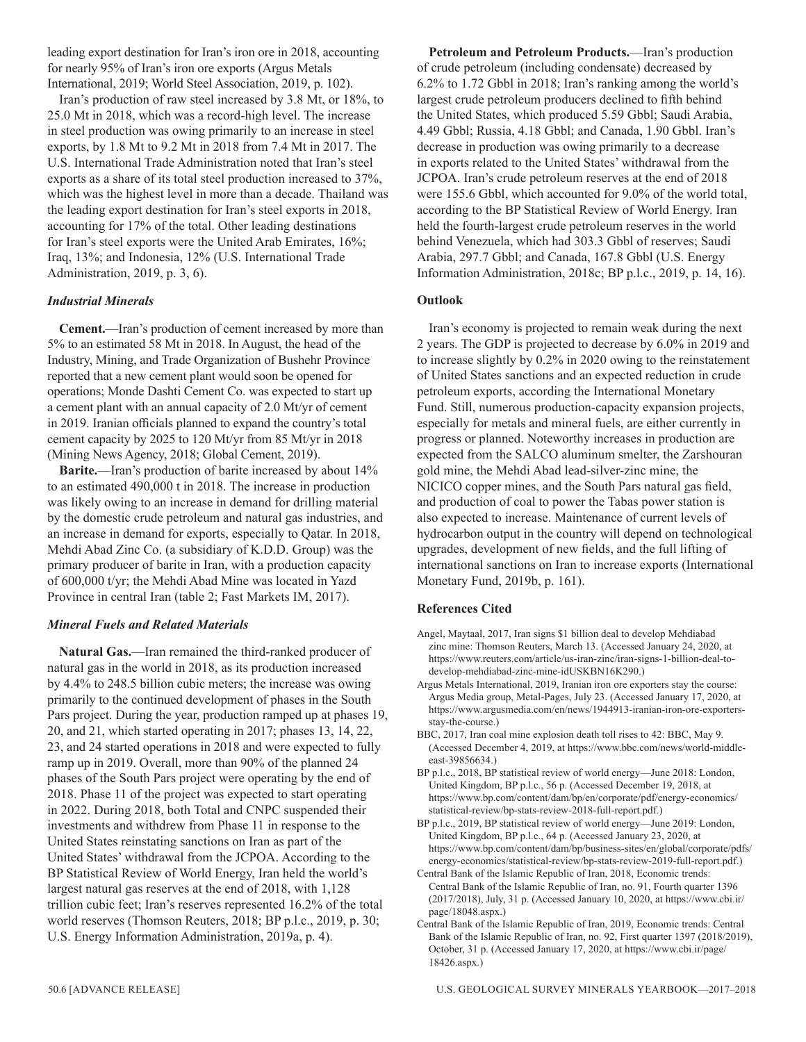leading export destination for Iran's iron ore in 2018, accounting for nearly 95% of Iran's iron ore exports (Argus Metals International, 2019; World Steel Association, 2019, p. 102).

Iran's production of raw steel increased by 3.8 Mt, or 18%, to 25.0 Mt in 2018, which was a record-high level. The increase in steel production was owing primarily to an increase in steel exports, by 1.8 Mt to 9.2 Mt in 2018 from 7.4 Mt in 2017. The U.S. International Trade Administration noted that Iran's steel exports as a share of its total steel production increased to 37%, which was the highest level in more than a decade. Thailand was the leading export destination for Iran's steel exports in 2018, accounting for 17% of the total. Other leading destinations for Iran's steel exports were the United Arab Emirates, 16%; Iraq, 13%; and Indonesia, 12% (U.S. International Trade Administration, 2019, p. 3, 6).

### *Industrial Minerals*

**Cement.**—Iran's production of cement increased by more than 5% to an estimated 58 Mt in 2018. In August, the head of the Industry, Mining, and Trade Organization of Bushehr Province reported that a new cement plant would soon be opened for operations; Monde Dashti Cement Co. was expected to start up a cement plant with an annual capacity of 2.0 Mt/yr of cement in 2019. Iranian officials planned to expand the country's total cement capacity by 2025 to 120 Mt/yr from 85 Mt/yr in 2018 (Mining News Agency, 2018; Global Cement, 2019).

**Barite.**—Iran's production of barite increased by about 14% to an estimated 490,000 t in 2018. The increase in production was likely owing to an increase in demand for drilling material by the domestic crude petroleum and natural gas industries, and an increase in demand for exports, especially to Qatar. In 2018, Mehdi Abad Zinc Co. (a subsidiary of K.D.D. Group) was the primary producer of barite in Iran, with a production capacity of 600,000 t/yr; the Mehdi Abad Mine was located in Yazd Province in central Iran (table 2; Fast Markets IM, 2017).

### *Mineral Fuels and Related Materials*

**Natural Gas.**—Iran remained the third-ranked producer of natural gas in the world in 2018, as its production increased by 4.4% to 248.5 billion cubic meters; the increase was owing primarily to the continued development of phases in the South Pars project. During the year, production ramped up at phases 19, 20, and 21, which started operating in 2017; phases 13, 14, 22, 23, and 24 started operations in 2018 and were expected to fully ramp up in 2019. Overall, more than 90% of the planned 24 phases of the South Pars project were operating by the end of 2018. Phase 11 of the project was expected to start operating in 2022. During 2018, both Total and CNPC suspended their investments and withdrew from Phase 11 in response to the United States reinstating sanctions on Iran as part of the United States' withdrawal from the JCPOA. According to the BP Statistical Review of World Energy, Iran held the world's largest natural gas reserves at the end of 2018, with 1,128 trillion cubic feet; Iran's reserves represented 16.2% of the total world reserves (Thomson Reuters, 2018; BP p.l.c., 2019, p. 30; U.S. Energy Information Administration, 2019a, p. 4).

**Petroleum and Petroleum Products.**—Iran's production of crude petroleum (including condensate) decreased by 6.2% to 1.72 Gbbl in 2018; Iran's ranking among the world's largest crude petroleum producers declined to fifth behind the United States, which produced 5.59 Gbbl; Saudi Arabia, 4.49 Gbbl; Russia, 4.18 Gbbl; and Canada, 1.90 Gbbl. Iran's decrease in production was owing primarily to a decrease in exports related to the United States' withdrawal from the JCPOA. Iran's crude petroleum reserves at the end of 2018 were 155.6 Gbbl, which accounted for 9.0% of the world total, according to the BP Statistical Review of World Energy. Iran held the fourth-largest crude petroleum reserves in the world behind Venezuela, which had 303.3 Gbbl of reserves; Saudi Arabia, 297.7 Gbbl; and Canada, 167.8 Gbbl (U.S. Energy Information Administration, 2018c; BP p.l.c., 2019, p. 14, 16).

## Outlook

Iran's economy is projected to remain weak during the next 2 years. The GDP is projected to decrease by 6.0% in 2019 and to increase slightly by 0.2% in 2020 owing to the reinstatement of United States sanctions and an expected reduction in crude petroleum exports, according the International Monetary Fund. Still, numerous production-capacity expansion projects, especially for metals and mineral fuels, are either currently in progress or planned. Noteworthy increases in production are expected from the SALCO aluminum smelter, the Zarshouran gold mine, the Mehdi Abad lead-silver-zinc mine, the NICICO copper mines, and the South Pars natural gas field, and production of coal to power the Tabas power station is also expected to increase. Maintenance of current levels of hydrocarbon output in the country will depend on technological upgrades, development of new fields, and the full lifting of international sanctions on Iran to increase exports (International Monetary Fund, 2019b, p. 161).

## References Cited

Angel, Maytaal, 2017, Iran signs $1 billion deal to develop Mehdiabad zinc mine: Thomson Reuters, March 13. (Accessed January 24, 2020, at https://www.reuters.com/article/us-iran-zinc/iran-signs-1-billion-deal-to-develop-mehdiabad-zinc-mine-idUSKBN16K290.)

Argus Metals International, 2019, Iranian iron ore exporters stay the course: Argus Media group, Metal-Pages, July 23. (Accessed January 17, 2020, at https://www.argusmedia.com/en/news/1944913-iranian-iron-ore-exporters-stay-the-course.)

BBC, 2017, Iran coal mine explosion death toll rises to 42: BBC, May 9. (Accessed December 4, 2019, at https://www.bbc.com/news/world-middle-east-39856634.)

BP p.l.c., 2018, BP statistical review of world energy—June 2018: London, United Kingdom, BP p.l.c., 56 p. (Accessed December 19, 2018, at https://www.bp.com/content/dam/bp/en/corporate/pdf/energy-economics/statistical-review/bp-stats-review-2018-full-report.pdf.)

BP p.l.c., 2019, BP statistical review of world energy—June 2019: London, United Kingdom, BP p.l.c., 64 p. (Accessed January 23, 2020, at https://www.bp.com/content/dam/bp/business-sites/en/global/corporate/pdfs/energy-economics/statistical-review/bp-stats-review-2019-full-report.pdf.)

Central Bank of the Islamic Republic of Iran, 2018, Economic trends: Central Bank of the Islamic Republic of Iran, no. 91, Fourth quarter 1396 (2017/2018), July, 31 p. (Accessed January 10, 2020, at https://www.cbi.ir/page/18048.aspx.)

Central Bank of the Islamic Republic of Iran, 2019, Economic trends: Central Bank of the Islamic Republic of Iran, no. 92, First quarter 1397 (2018/2019), October, 31 p. (Accessed January 17, 2020, at https://www.cbi.ir/page/18426.aspx.)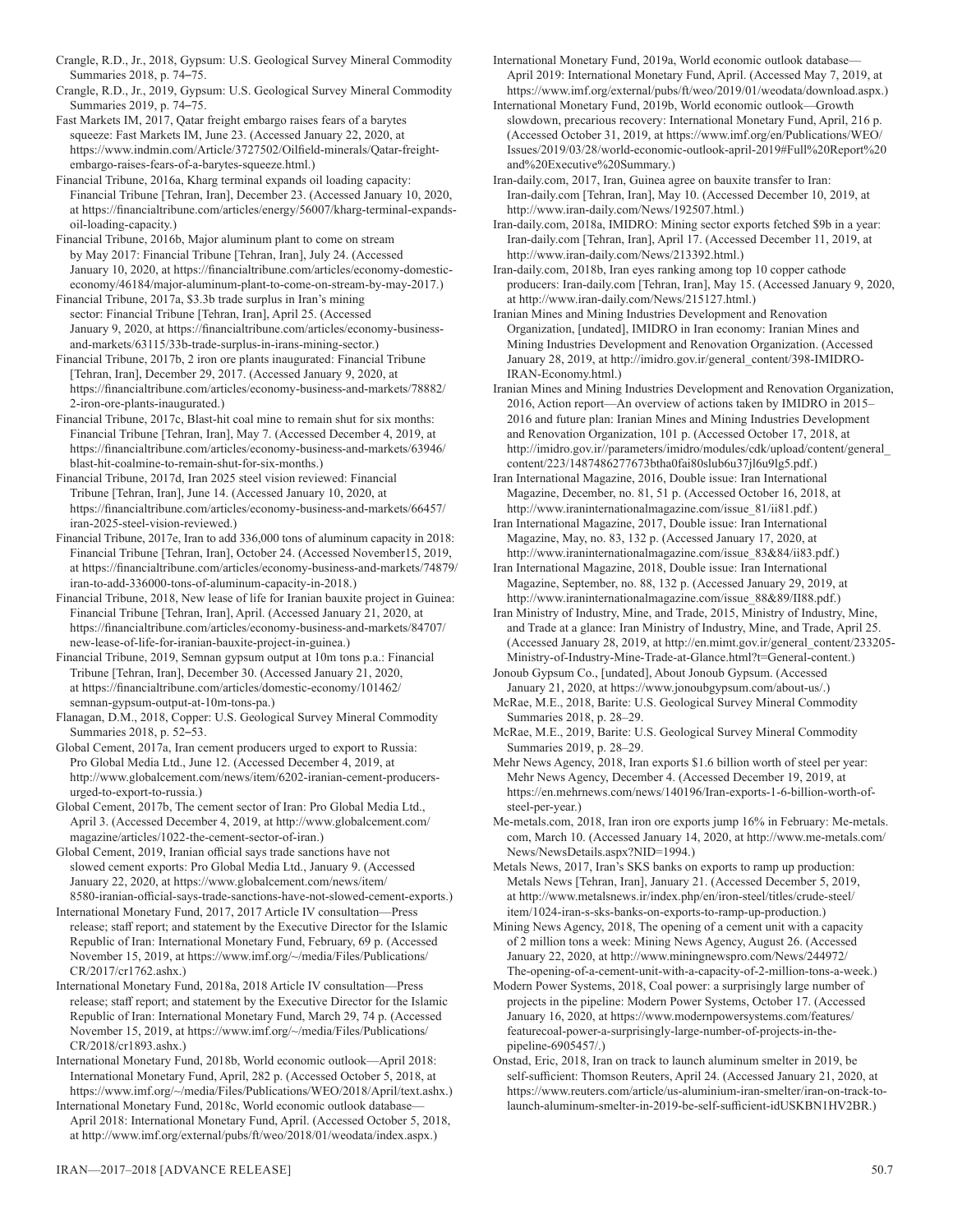Crangle, R.D., Jr., 2018, Gypsum: U.S. Geological Survey Mineral Commodity Summaries 2018, p. 74–75.

Crangle, R.D., Jr., 2019, Gypsum: U.S. Geological Survey Mineral Commodity Summaries 2019, p. 74–75.

Fast Markets IM, 2017, Qatar freight embargo raises fears of a barytes squeeze: Fast Markets IM, June 23. (Accessed January 22, 2020, at https://www.indmin.com/Article/3727502/Oilfield-minerals/Qatar-freight-embargo-raises-fears-of-a-barytes-squeeze.html.)

Financial Tribune, 2016a, Kharg terminal expands oil loading capacity: Financial Tribune [Tehran, Iran], December 23. (Accessed January 10, 2020, at https://financialtribune.com/articles/energy/56007/kharg-terminal-expands-oil-loading-capacity.)

Financial Tribune, 2016b, Major aluminum plant to come on stream by May 2017: Financial Tribune [Tehran, Iran], July 24. (Accessed January 10, 2020, at https://financialtribune.com/articles/economy-domestic-economy/46184/major-aluminum-plant-to-come-on-stream-by-may-2017.)

Financial Tribune, 2017a, $3.3b trade surplus in Iran's mining sector: Financial Tribune [Tehran, Iran], April 25. (Accessed January 9, 2020, at https://financialtribune.com/articles/economy-business-and-markets/63115/33b-trade-surplus-in-irans-mining-sector.)

Financial Tribune, 2017b, 2 iron ore plants inaugurated: Financial Tribune [Tehran, Iran], December 29, 2017. (Accessed January 9, 2020, at https://financialtribune.com/articles/economy-business-and-markets/78882/2-iron-ore-plants-inaugurated.)

Financial Tribune, 2017c, Blast-hit coal mine to remain shut for six months: Financial Tribune [Tehran, Iran], May 7. (Accessed December 4, 2019, at https://financialtribune.com/articles/economy-business-and-markets/63946/blast-hit-coalmine-to-remain-shut-for-six-months.)

Financial Tribune, 2017d, Iran 2025 steel vision reviewed: Financial Tribune [Tehran, Iran], June 14. (Accessed January 10, 2020, at https://financialtribune.com/articles/economy-business-and-markets/66457/iran-2025-steel-vision-reviewed.)

Financial Tribune, 2017e, Iran to add 336,000 tons of aluminum capacity in 2018: Financial Tribune [Tehran, Iran], October 24. (Accessed November15, 2019, at https://financialtribune.com/articles/economy-business-and-markets/74879/iran-to-add-336000-tons-of-aluminum-capacity-in-2018.)

Financial Tribune, 2018, New lease of life for Iranian bauxite project in Guinea: Financial Tribune [Tehran, Iran], April. (Accessed January 21, 2020, at https://financialtribune.com/articles/economy-business-and-markets/84707/new-lease-of-life-for-iranian-bauxite-project-in-guinea.)

Financial Tribune, 2019, Semnan gypsum output at 10m tons p.a.: Financial Tribune [Tehran, Iran], December 30. (Accessed January 21, 2020, at https://financialtribune.com/articles/domestic-economy/101462/semnan-gypsum-output-at-10m-tons-pa.)

Flanagan, D.M., 2018, Copper: U.S. Geological Survey Mineral Commodity Summaries 2018, p. 52–53.

Global Cement, 2017a, Iran cement producers urged to export to Russia: Pro Global Media Ltd., June 12. (Accessed December 4, 2019, at http://www.globalcement.com/news/item/6202-iranian-cement-producers-urged-to-export-to-russia.)

Global Cement, 2017b, The cement sector of Iran: Pro Global Media Ltd., April 3. (Accessed December 4, 2019, at http://www.globalcement.com/magazine/articles/1022-the-cement-sector-of-iran.)

Global Cement, 2019, Iranian official says trade sanctions have not slowed cement exports: Pro Global Media Ltd., January 9. (Accessed January 22, 2020, at https://www.globalcement.com/news/item/8580-iranian-official-says-trade-sanctions-have-not-slowed-cement-exports.)

International Monetary Fund, 2017, 2017 Article IV consultation—Press release; staff report; and statement by the Executive Director for the Islamic Republic of Iran: International Monetary Fund, February, 69 p. (Accessed November 15, 2019, at https://www.imf.org/~/media/Files/Publications/CR/2017/cr1762.ashx.)

International Monetary Fund, 2018a, 2018 Article IV consultation—Press release; staff report; and statement by the Executive Director for the Islamic Republic of Iran: International Monetary Fund, March 29, 74 p. (Accessed November 15, 2019, at https://www.imf.org/~/media/Files/Publications/CR/2018/cr1893.ashx.)

International Monetary Fund, 2018b, World economic outlook—April 2018: International Monetary Fund, April, 282 p. (Accessed October 5, 2018, at https://www.imf.org/~/media/Files/Publications/WEO/2018/April/text.ashx.)

International Monetary Fund, 2018c, World economic outlook database—April 2018: International Monetary Fund, April. (Accessed October 5, 2018, at http://www.imf.org/external/pubs/ft/weo/2018/01/weodata/index.aspx.)

International Monetary Fund, 2019a, World economic outlook database—April 2019: International Monetary Fund, April. (Accessed May 7, 2019, at https://www.imf.org/external/pubs/ft/weo/2019/01/weodata/download.aspx.)

International Monetary Fund, 2019b, World economic outlook—Growth slowdown, precarious recovery: International Monetary Fund, April, 216 p. (Accessed October 31, 2019, at https://www.imf.org/en/Publications/WEO/Issues/2019/03/28/world-economic-outlook-april-2019#Full%20Report%20and%20Executive%20Summary.)

Iran-daily.com, 2017, Iran, Guinea agree on bauxite transfer to Iran: Iran-daily.com [Tehran, Iran], May 10. (Accessed December 10, 2019, at http://www.iran-daily.com/News/192507.html.)

Iran-daily.com, 2018a, IMIDRO: Mining sector exports fetched $9b in a year: Iran-daily.com [Tehran, Iran], April 17. (Accessed December 11, 2019, at http://www.iran-daily.com/News/213392.html.)

Iran-daily.com, 2018b, Iran eyes ranking among top 10 copper cathode producers: Iran-daily.com [Tehran, Iran], May 15. (Accessed January 9, 2020, at http://www.iran-daily.com/News/215127.html.)

Iranian Mines and Mining Industries Development and Renovation Organization, [undated], IMIDRO in Iran economy: Iranian Mines and Mining Industries Development and Renovation Organization. (Accessed January 28, 2019, at http://imidro.gov.ir/general_content/398-IMIDRO-IRAN-Economy.html.)

Iranian Mines and Mining Industries Development and Renovation Organization, 2016, Action report—An overview of actions taken by IMIDRO in 2015–2016 and future plan: Iranian Mines and Mining Industries Development and Renovation Organization, 101 p. (Accessed October 17, 2018, at http://imidro.gov.ir//parameters/imidro/modules/cdk/upload/content/general_content/223/1487486277673btha0fai80slub6u37jl6u9lg5.pdf.)

Iran International Magazine, 2016, Double issue: Iran International Magazine, December, no. 81, 51 p. (Accessed October 16, 2018, at http://www.iraninternationalmagazine.com/issue_81/ii81.pdf.)

Iran International Magazine, 2017, Double issue: Iran International Magazine, May, no. 83, 132 p. (Accessed January 17, 2020, at http://www.iraninternationalmagazine.com/issue_83&84/ii83.pdf.)

Iran International Magazine, 2018, Double issue: Iran International Magazine, September, no. 88, 132 p. (Accessed January 29, 2019, at http://www.iraninternationalmagazine.com/issue_88&89/II88.pdf.)

Iran Ministry of Industry, Mine, and Trade, 2015, Ministry of Industry, Mine, and Trade at a glance: Iran Ministry of Industry, Mine, and Trade, April 25. (Accessed January 28, 2019, at http://en.mimt.gov.ir/general_content/233205-Ministry-of-Industry-Mine-Trade-at-Glance.html?t=General-content.)

Jonoub Gypsum Co., [undated], About Jonoub Gypsum. (Accessed January 21, 2020, at https://www.jonoubgypsum.com/about-us/.)

McRae, M.E., 2018, Barite: U.S. Geological Survey Mineral Commodity Summaries 2018, p. 28–29.

McRae, M.E., 2019, Barite: U.S. Geological Survey Mineral Commodity Summaries 2019, p. 28–29.

Mehr News Agency, 2018, Iran exports $1.6 billion worth of steel per year: Mehr News Agency, December 4. (Accessed December 19, 2019, at https://en.mehrnews.com/news/140196/Iran-exports-1-6-billion-worth-of-steel-per-year.)

Me-metals.com, 2018, Iran iron ore exports jump 16% in February: Me-metals.com, March 10. (Accessed January 14, 2020, at http://www.me-metals.com/News/NewsDetails.aspx?NID=1994.)

Metals News, 2017, Iran's SKS banks on exports to ramp up production: Metals News [Tehran, Iran], January 21. (Accessed December 5, 2019, at http://www.metalsnews.ir/index.php/en/iron-steel/titles/crude-steel/item/1024-iran-s-sks-banks-on-exports-to-ramp-up-production.)

Mining News Agency, 2018, The opening of a cement unit with a capacity of 2 million tons a week: Mining News Agency, August 26. (Accessed January 22, 2020, at http://www.miningnewspro.com/News/244972/The-opening-of-a-cement-unit-with-a-capacity-of-2-million-tons-a-week.)

Modern Power Systems, 2018, Coal power: a surprisingly large number of projects in the pipeline: Modern Power Systems, October 17. (Accessed January 16, 2020, at https://www.modernpowersystems.com/features/featurecoal-power-a-surprisingly-large-number-of-projects-in-the-pipeline-6905457/.)

Onstad, Eric, 2018, Iran on track to launch aluminum smelter in 2019, be self-sufficient: Thomson Reuters, April 24. (Accessed January 21, 2020, at https://www.reuters.com/article/us-aluminium-iran-smelter/iran-on-track-to-launch-aluminum-smelter-in-2019-be-self-sufficient-idUSKBN1HV2BR.)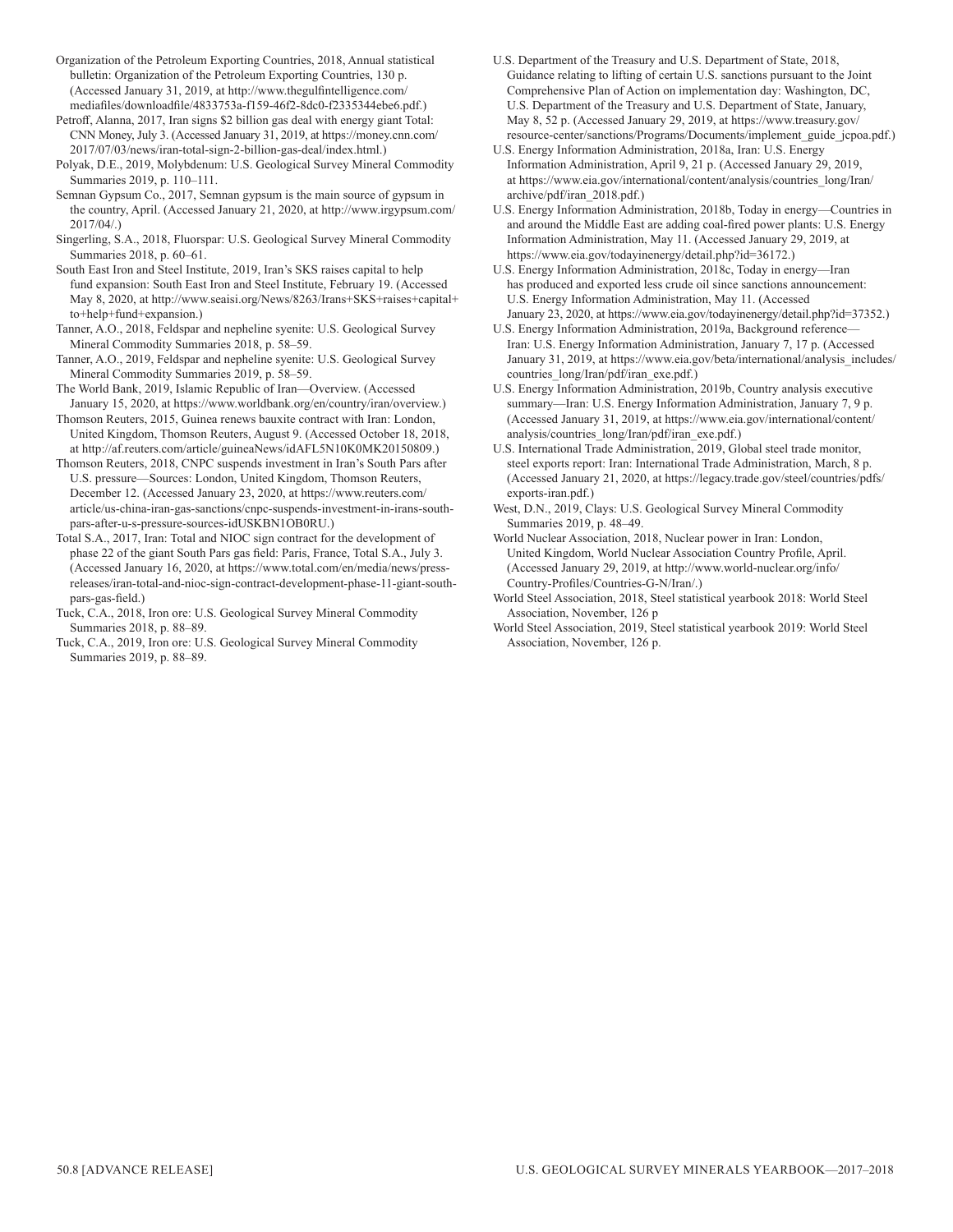Organization of the Petroleum Exporting Countries, 2018, Annual statistical bulletin: Organization of the Petroleum Exporting Countries, 130 p. (Accessed January 31, 2019, at http://www.thegulfintelligence.com/mediafiles/downloadfile/4833753a-f159-46f2-8dc0-f2335344ebe6.pdf.)

Petroff, Alanna, 2017, Iran signs $2 billion gas deal with energy giant Total: CNN Money, July 3. (Accessed January 31, 2019, at https://money.cnn.com/2017/07/03/news/iran-total-sign-2-billion-gas-deal/index.html.)

Polyak, D.E., 2019, Molybdenum: U.S. Geological Survey Mineral Commodity Summaries 2019, p. 110–111.

Semnan Gypsum Co., 2017, Semnan gypsum is the main source of gypsum in the country, April. (Accessed January 21, 2020, at http://www.irgypsum.com/2017/04/.)

Singerling, S.A., 2018, Fluorspar: U.S. Geological Survey Mineral Commodity Summaries 2018, p. 60–61.

South East Iron and Steel Institute, 2019, Iran's SKS raises capital to help fund expansion: South East Iron and Steel Institute, February 19. (Accessed May 8, 2020, at http://www.seaisi.org/News/8263/Irans+SKS+raises+capital+to+help+fund+expansion.)

Tanner, A.O., 2018, Feldspar and nepheline syenite: U.S. Geological Survey Mineral Commodity Summaries 2018, p. 58–59.

Tanner, A.O., 2019, Feldspar and nepheline syenite: U.S. Geological Survey Mineral Commodity Summaries 2019, p. 58–59.

The World Bank, 2019, Islamic Republic of Iran—Overview. (Accessed January 15, 2020, at https://www.worldbank.org/en/country/iran/overview.)

Thomson Reuters, 2015, Guinea renews bauxite contract with Iran: London, United Kingdom, Thomson Reuters, August 9. (Accessed October 18, 2018, at http://af.reuters.com/article/guineaNews/idAFL5N10K0MK20150809.)

Thomson Reuters, 2018, CNPC suspends investment in Iran's South Pars after U.S. pressure—Sources: London, United Kingdom, Thomson Reuters, December 12. (Accessed January 23, 2020, at https://www.reuters.com/article/us-china-iran-gas-sanctions/cnpc-suspends-investment-in-irans-south-pars-after-u-s-pressure-sources-idUSKBN1OB0RU.)

Total S.A., 2017, Iran: Total and NIOC sign contract for the development of phase 22 of the giant South Pars gas field: Paris, France, Total S.A., July 3. (Accessed January 16, 2020, at https://www.total.com/en/media/news/press-releases/iran-total-and-nioc-sign-contract-development-phase-11-giant-south-pars-gas-field.)

Tuck, C.A., 2018, Iron ore: U.S. Geological Survey Mineral Commodity Summaries 2018, p. 88–89.

Tuck, C.A., 2019, Iron ore: U.S. Geological Survey Mineral Commodity Summaries 2019, p. 88–89.

U.S. Department of the Treasury and U.S. Department of State, 2018, Guidance relating to lifting of certain U.S. sanctions pursuant to the Joint Comprehensive Plan of Action on implementation day: Washington, DC, U.S. Department of the Treasury and U.S. Department of State, January, May 8, 52 p. (Accessed January 29, 2019, at https://www.treasury.gov/resource-center/sanctions/Programs/Documents/implement_guide_jcpoa.pdf.)

U.S. Energy Information Administration, 2018a, Iran: U.S. Energy Information Administration, April 9, 21 p. (Accessed January 29, 2019, at https://www.eia.gov/international/content/analysis/countries_long/Iran/archive/pdf/iran_2018.pdf.)

U.S. Energy Information Administration, 2018b, Today in energy—Countries in and around the Middle East are adding coal-fired power plants: U.S. Energy Information Administration, May 11. (Accessed January 29, 2019, at https://www.eia.gov/todayinenergy/detail.php?id=36172.)

U.S. Energy Information Administration, 2018c, Today in energy—Iran has produced and exported less crude oil since sanctions announcement: U.S. Energy Information Administration, May 11. (Accessed January 23, 2020, at https://www.eia.gov/todayinenergy/detail.php?id=37352.)

U.S. Energy Information Administration, 2019a, Background reference—Iran: U.S. Energy Information Administration, January 7, 17 p. (Accessed January 31, 2019, at https://www.eia.gov/beta/international/analysis_includes/countries_long/Iran/pdf/iran_exe.pdf.)

U.S. Energy Information Administration, 2019b, Country analysis executive summary—Iran: U.S. Energy Information Administration, January 7, 9 p. (Accessed January 31, 2019, at https://www.eia.gov/international/content/analysis/countries_long/Iran/pdf/iran_exe.pdf.)

U.S. International Trade Administration, 2019, Global steel trade monitor, steel exports report: Iran: International Trade Administration, March, 8 p. (Accessed January 21, 2020, at https://legacy.trade.gov/steel/countries/pdfs/exports-iran.pdf.)

West, D.N., 2019, Clays: U.S. Geological Survey Mineral Commodity Summaries 2019, p. 48–49.

World Nuclear Association, 2018, Nuclear power in Iran: London, United Kingdom, World Nuclear Association Country Profile, April. (Accessed January 29, 2019, at http://www.world-nuclear.org/info/Country-Profiles/Countries-G-N/Iran/.)

World Steel Association, 2018, Steel statistical yearbook 2018: World Steel Association, November, 126 p

World Steel Association, 2019, Steel statistical yearbook 2019: World Steel Association, November, 126 p.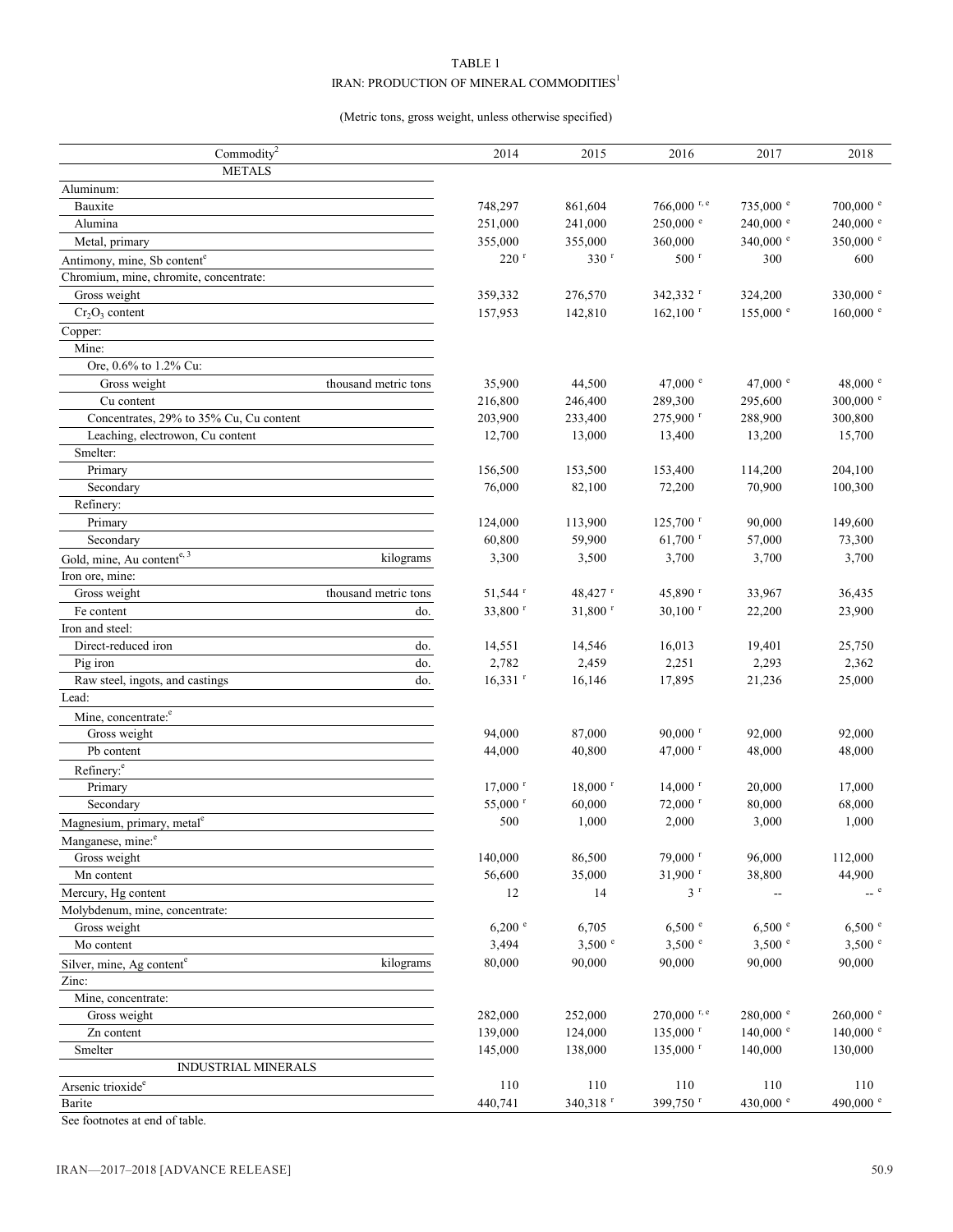TABLE 1

IRAN: PRODUCTION OF MINERAL COMMODITIES[1]

(Metric tons, gross weight, unless otherwise specified)

| Commodity[2] | | 2014 | 2015 | 2016 | 2017 | 2018 |
|---|---|---|---|---|---|---|
| METALS | | | | | | |
| Aluminum: | | | | | | |
| Bauxite | | 748,297 | 861,604 | 766,000 [r, e] | 735,000 [e] | 700,000 [e] |
| Alumina | | 251,000 | 241,000 | 250,000 [e] | 240,000 [e] | 240,000 [e] |
| Metal, primary | | 355,000 | 355,000 | 360,000 | 340,000 [e] | 350,000 [e] |
| Antimony, mine, Sb content[e] | | 220 [r] | 330 [r] | 500 [r] | 300 | 600 |
| Chromium, mine, chromite, concentrate: | | | | | | |
| Gross weight | | 359,332 | 276,570 | 342,332 [r] | 324,200 | 330,000 [e] |
| $Cr_2O_3$ content | | 157,953 | 142,810 | 162,100 [r] | 155,000 [e] | 160,000 [e] |
| Copper: | | | | | | |
| Mine: | | | | | | |
| Ore, 0.6% to 1.2% Cu: | | | | | | |
| Gross weight | thousand metric tons | 35,900 | 44,500 | 47,000 [e] | 47,000 [e] | 48,000 [e] |
| Cu content | | 216,800 | 246,400 | 289,300 | 295,600 | 300,000 [e] |
| Concentrates, 29% to 35% Cu, Cu content | | 203,900 | 233,400 | 275,900 [r] | 288,900 | 300,800 |
| Leaching, electrowon, Cu content | | 12,700 | 13,000 | 13,400 | 13,200 | 15,700 |
| Smelter: | | | | | | |
| Primary | | 156,500 | 153,500 | 153,400 | 114,200 | 204,100 |
| Secondary | | 76,000 | 82,100 | 72,200 | 70,900 | 100,300 |
| Refinery: | | | | | | |
| Primary | | 124,000 | 113,900 | 125,700 [r] | 90,000 | 149,600 |
| Secondary | | 60,800 | 59,900 | 61,700 [r] | 57,000 | 73,300 |
| Gold, mine, Au content[e, 3] | kilograms | 3,300 | 3,500 | 3,700 | 3,700 | 3,700 |
| Iron ore, mine: | | | | | | |
| Gross weight | thousand metric tons | 51,544 [r] | 48,427 [r] | 45,890 [r] | 33,967 | 36,435 |
| Fe content | do. | 33,800 [r] | 31,800 [r] | 30,100 [r] | 22,200 | 23,900 |
| Iron and steel: | | | | | | |
| Direct-reduced iron | do. | 14,551 | 14,546 | 16,013 | 19,401 | 25,750 |
| Pig iron | do. | 2,782 | 2,459 | 2,251 | 2,293 | 2,362 |
| Raw steel, ingots, and castings | do. | 16,331 [r] | 16,146 | 17,895 | 21,236 | 25,000 |
| Lead: | | | | | | |
| Mine, concentrate:[e] | | | | | | |
| Gross weight | | 94,000 | 87,000 | 90,000 [r] | 92,000 | 92,000 |
| Pb content | | 44,000 | 40,800 | 47,000 [r] | 48,000 | 48,000 |
| Refinery:[e] | | | | | | |
| Primary | | 17,000 [r] | 18,000 [r] | 14,000 [r] | 20,000 | 17,000 |
| Secondary | | 55,000 [r] | 60,000 | 72,000 [r] | 80,000 | 68,000 |
| Magnesium, primary, metal[e] | | 500 | 1,000 | 2,000 | 3,000 | 1,000 |
| Manganese, mine:[e] | | | | | | |
| Gross weight | | 140,000 | 86,500 | 79,000 [r] | 96,000 | 112,000 |
| Mn content | | 56,600 | 35,000 | 31,900 [r] | 38,800 | 44,900 |
| Mercury, Hg content | | 12 | 14 | 3 [r] | -- | -- [e] |
| Molybdenum, mine, concentrate: | | | | | | |
| Gross weight | | 6,200 [e] | 6,705 | 6,500 [e] | 6,500 [e] | 6,500 [e] |
| Mo content | | 3,494 | 3,500 [e] | 3,500 [e] | 3,500 [e] | 3,500 [e] |
| Silver, mine, Ag content[e] | kilograms | 80,000 | 90,000 | 90,000 | 90,000 | 90,000 |
| Zinc: | | | | | | |
| Mine, concentrate: | | | | | | |
| Gross weight | | 282,000 | 252,000 | 270,000 [r, e] | 280,000 [e] | 260,000 [e] |
| Zn content | | 139,000 | 124,000 | 135,000 [r] | 140,000 [e] | 140,000 [e] |
| Smelter | | 145,000 | 138,000 | 135,000 [r] | 140,000 | 130,000 |
| INDUSTRIAL MINERALS | | | | | | |
| Arsenic trioxide[e] | | 110 | 110 | 110 | 110 | 110 |
| Barite | | 440,741 | 340,318 [r] | 399,750 [r] | 430,000 [e] | 490,000 [e] |

See footnotes at end of table.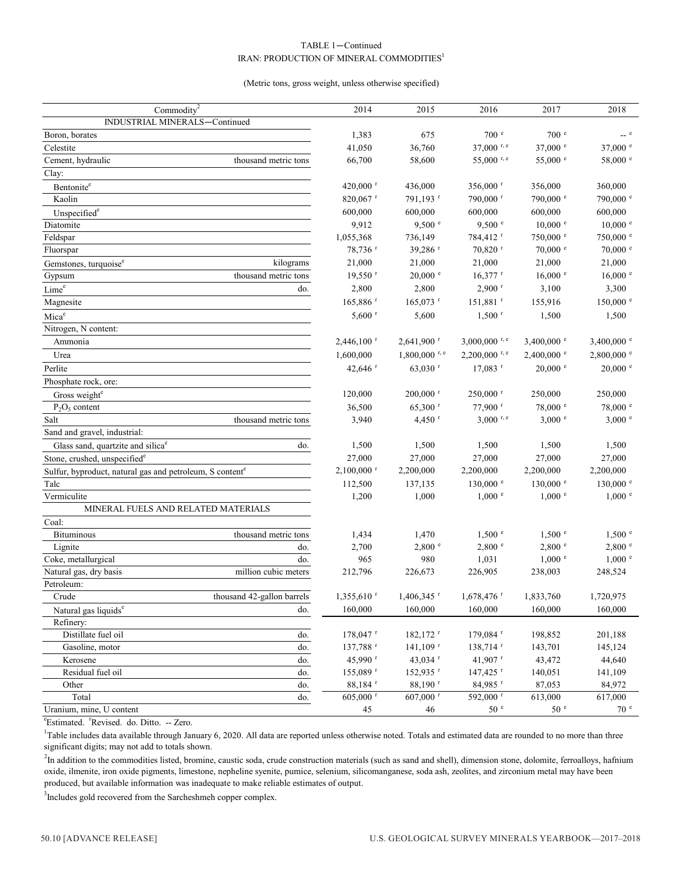TABLE 1—Continued
IRAN: PRODUCTION OF MINERAL COMMODITIES[1]

(Metric tons, gross weight, unless otherwise specified)

| Commodity[2] | | 2014 | 2015 | 2016 | 2017 | 2018 |
|---|---|---|---|---|---|---|
| INDUSTRIAL MINERALS—Continued | | | | | | |
| Boron, borates | | 1,383 | 675 | 700 e | 700 e | -- e |
| Celestite | | 41,050 | 36,760 | 37,000 r, e | 37,000 e | 37,000 e |
| Cement, hydraulic | thousand metric tons | 66,700 | 58,600 | 55,000 r, e | 55,000 e | 58,000 e |
| Clay: | | | | | | |
| Bentonite[e] | | 420,000 r | 436,000 | 356,000 r | 356,000 | 360,000 |
| Kaolin | | 820,067 r | 791,193 r | 790,000 r | 790,000 e | 790,000 e |
| Unspecified[e] | | 600,000 | 600,000 | 600,000 | 600,000 | 600,000 |
| Diatomite | | 9,912 | 9,500 e | 9,500 e | 10,000 e | 10,000 e |
| Feldspar | | 1,055,368 | 736,149 | 784,412 r | 750,000 e | 750,000 e |
| Fluorspar | | 78,736 r | 39,286 r | 70,820 r | 70,000 e | 70,000 e |
| Gemstones, turquoise[e] | kilograms | 21,000 | 21,000 | 21,000 | 21,000 | 21,000 |
| Gypsum | thousand metric tons | 19,550 r | 20,000 e | 16,377 r | 16,000 e | 16,000 e |
| Lime[e] | do. | 2,800 | 2,800 | 2,900 r | 3,100 | 3,300 |
| Magnesite | | 165,886 r | 165,073 r | 151,881 r | 155,916 | 150,000 e |
| Mica[e] | | 5,600 r | 5,600 | 1,500 r | 1,500 | 1,500 |
| Nitrogen, N content: | | | | | | |
| Ammonia | | 2,446,100 r | 2,641,900 r | 3,000,000 r, e | 3,400,000 e | 3,400,000 e |
| Urea | | 1,600,000 | 1,800,000 r, e | 2,200,000 r, e | 2,400,000 e | 2,800,000 e |
| Perlite | | 42,646 r | 63,030 r | 17,083 r | 20,000 e | 20,000 e |
| Phosphate rock, ore: | | | | | | |
| Gross weight[e] | | 120,000 | 200,000 r | 250,000 r | 250,000 | 250,000 |
| $P_2O_5$ content | | 36,500 | 65,300 r | 77,900 r | 78,000 e | 78,000 e |
| Salt | thousand metric tons | 3,940 | 4,450 r | 3,000 r, e | 3,000 e | 3,000 e |
| Sand and gravel, industrial: | | | | | | |
| Glass sand, quartzite and silica[e] | do. | 1,500 | 1,500 | 1,500 | 1,500 | 1,500 |
| Stone, crushed, unspecified[e] | | 27,000 | 27,000 | 27,000 | 27,000 | 27,000 |
| Sulfur, byproduct, natural gas and petroleum, S content[e] | | 2,100,000 r | 2,200,000 | 2,200,000 | 2,200,000 | 2,200,000 |
| Talc | | 112,500 | 137,135 | 130,000 e | 130,000 e | 130,000 e |
| Vermiculite | | 1,200 | 1,000 | 1,000 e | 1,000 e | 1,000 e |
| MINERAL FUELS AND RELATED MATERIALS | | | | | | |
| Coal: | | | | | | |
| Bituminous | thousand metric tons | 1,434 | 1,470 | 1,500 e | 1,500 e | 1,500 e |
| Lignite | do. | 2,700 | 2,800 e | 2,800 e | 2,800 e | 2,800 e |
| Coke, metallurgical | do. | 965 | 980 | 1,031 | 1,000 e | 1,000 e |
| Natural gas, dry basis | million cubic meters | 212,796 | 226,673 | 226,905 | 238,003 | 248,524 |
| Petroleum: | | | | | | |
| Crude | thousand 42-gallon barrels | 1,355,610 r | 1,406,345 r | 1,678,476 r | 1,833,760 | 1,720,975 |
| Natural gas liquids[e] | do. | 160,000 | 160,000 | 160,000 | 160,000 | 160,000 |
| Refinery: | | | | | | |
| Distillate fuel oil | do. | 178,047 r | 182,172 r | 179,084 r | 198,852 | 201,188 |
| Gasoline, motor | do. | 137,788 r | 141,109 r | 138,714 r | 143,701 | 145,124 |
| Kerosene | do. | 45,990 r | 43,034 r | 41,907 r | 43,472 | 44,640 |
| Residual fuel oil | do. | 155,089 r | 152,935 r | 147,425 r | 140,051 | 141,109 |
| Other | do. | 88,184 r | 88,190 r | 84,985 r | 87,053 | 84,972 |
| Total | do. | 605,000 r | 607,000 r | 592,000 r | 613,000 | 617,000 |
| Uranium, mine, U content | | 45 | 46 | 50 e | 50 e | 70 e |

[e]Estimated. [r]Revised. do. Ditto. -- Zero.

[1]Table includes data available through January 6, 2020. All data are reported unless otherwise noted. Totals and estimated data are rounded to no more than three significant digits; may not add to totals shown.

[2]In addition to the commodities listed, bromine, caustic soda, crude construction materials (such as sand and shell), dimension stone, dolomite, ferroalloys, hafnium oxide, ilmenite, iron oxide pigments, limestone, nepheline syenite, pumice, selenium, silicomanganese, soda ash, zeolites, and zirconium metal may have been produced, but available information was inadequate to make reliable estimates of output.

[3]Includes gold recovered from the Sarcheshmeh copper complex.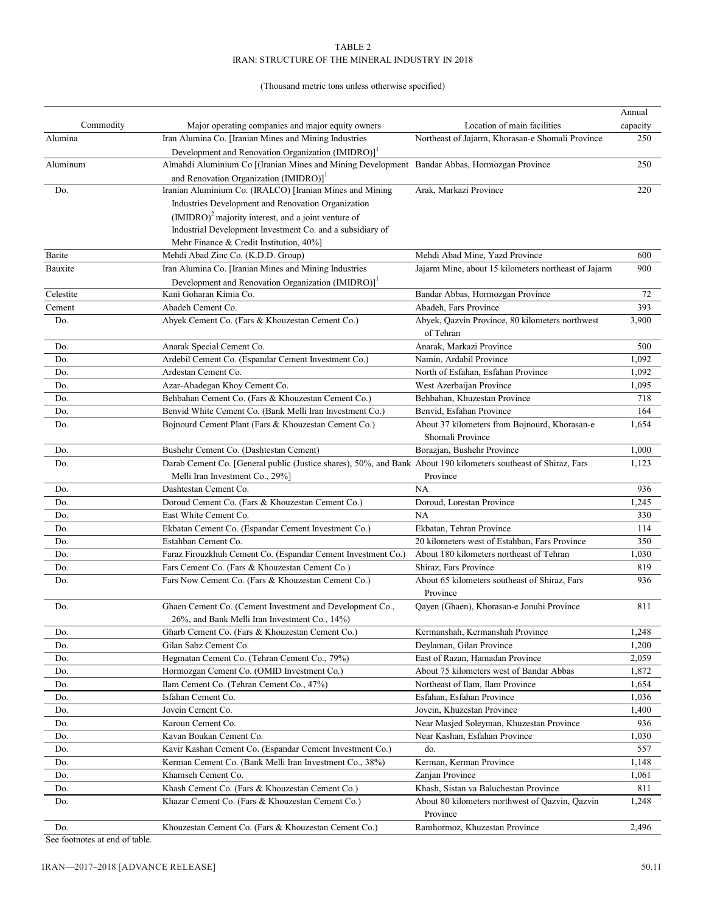TABLE 2
IRAN: STRUCTURE OF THE MINERAL INDUSTRY IN 2018

(Thousand metric tons unless otherwise specified)

| Commodity | Major operating companies and major equity owners | Location of main facilities | Annual capacity |
|---|---|---|---|
| Alumina | Iran Alumina Co. [Iranian Mines and Mining Industries Development and Renovation Organization (IMIDRO)][1] | Northeast of Jajarm, Khorasan-e Shomali Province | 250 |
| Aluminum | Almahdi Aluminium Co [(Iranian Mines and Mining Development and Renovation Organization (IMIDRO)][1] | Bandar Abbas, Hormozgan Province | 250 |
| Do. | Iranian Aluminium Co. (IRALCO) [Iranian Mines and Mining Industries Development and Renovation Organization (IMIDRO)[2] majority interest, and a joint venture of Industrial Development Investment Co. and a subsidiary of Mehr Finance & Credit Institution, 40%] | Arak, Markazi Province | 220 |
| Barite | Mehdi Abad Zinc Co. (K.D.D. Group) | Mehdi Abad Mine, Yazd Province | 600 |
| Bauxite | Iran Alumina Co. [Iranian Mines and Mining Industries Development and Renovation Organization (IMIDRO)][1] | Jajarm Mine, about 15 kilometers northeast of Jajarm | 900 |
| Celestite | Kani Goharan Kimia Co. | Bandar Abbas, Hormozgan Province | 72 |
| Cement | Abadeh Cement Co. | Abadeh, Fars Province | 393 |
| Do. | Abyek Cement Co. (Fars & Khouzestan Cement Co.) | Abyek, Qazvin Province, 80 kilometers northwest of Tehran | 3,900 |
| Do. | Anarak Special Cement Co. | Anarak, Markazi Province | 500 |
| Do. | Ardebil Cement Co. (Espandar Cement Investment Co.) | Namin, Ardabil Province | 1,092 |
| Do. | Ardestan Cement Co. | North of Esfahan, Esfahan Province | 1,092 |
| Do. | Azar-Abadegan Khoy Cement Co. | West Azerbaijan Province | 1,095 |
| Do. | Behbahan Cement Co. (Fars & Khouzestan Cement Co.) | Behbahan, Khuzestan Province | 718 |
| Do. | Benvid White Cement Co. (Bank Melli Iran Investment Co.) | Benvid, Esfahan Province | 164 |
| Do. | Bojnourd Cement Plant (Fars & Khouzestan Cement Co.) | About 37 kilometers from Bojnourd, Khorasan-e Shomali Province | 1,654 |
| Do. | Bushehr Cement Co. (Dashtestan Cement) | Borazjan, Bushehr Province | 1,000 |
| Do. | Darab Cement Co. [General public (Justice shares), 50%, and Bank Melli Iran Investment Co., 29%] | About 190 kilometers southeast of Shiraz, Fars Province | 1,123 |
| Do. | Dashtestan Cement Co. | NA | 936 |
| Do. | Doroud Cement Co. (Fars & Khouzestan Cement Co.) | Doroud, Lorestan Province | 1,245 |
| Do. | East White Cement Co. | NA | 330 |
| Do. | Ekbatan Cement Co. (Espandar Cement Investment Co.) | Ekbatan, Tehran Province | 114 |
| Do. | Estahban Cement Co. | 20 kilometers west of Estahban, Fars Province | 350 |
| Do. | Faraz Firouzkhuh Cement Co. (Espandar Cement Investment Co.) | About 180 kilometers northeast of Tehran | 1,030 |
| Do. | Fars Cement Co. (Fars & Khouzestan Cement Co.) | Shiraz, Fars Province | 819 |
| Do. | Fars Now Cement Co. (Fars & Khouzestan Cement Co.) | About 65 kilometers southeast of Shiraz, Fars Province | 936 |
| Do. | Ghaen Cement Co. (Cement Investment and Development Co., 26%, and Bank Melli Iran Investment Co., 14%) | Qayen (Ghaen), Khorasan-e Jonubi Province | 811 |
| Do. | Gharb Cement Co. (Fars & Khouzestan Cement Co.) | Kermanshah, Kermanshah Province | 1,248 |
| Do. | Gilan Sabz Cement Co. | Deylaman, Gilan Province | 1,200 |
| Do. | Hegmatan Cement Co. (Tehran Cement Co., 79%) | East of Razan, Hamadan Province | 2,059 |
| Do. | Hormozgan Cement Co. (OMID Investment Co.) | About 75 kilometers west of Bandar Abbas | 1,872 |
| Do. | Ilam Cement Co. (Tehran Cement Co., 47%) | Northeast of Ilam, Ilam Province | 1,654 |
| Do. | Isfahan Cement Co. | Esfahan, Esfahan Province | 1,036 |
| Do. | Jovein Cement Co. | Jovein, Khuzestan Province | 1,400 |
| Do. | Karoun Cement Co. | Near Masjed Soleyman, Khuzestan Province | 936 |
| Do. | Kavan Boukan Cement Co. | Near Kashan, Esfahan Province | 1,030 |
| Do. | Kavir Kashan Cement Co. (Espandar Cement Investment Co.) | do. | 557 |
| Do. | Kerman Cement Co. (Bank Melli Iran Investment Co., 38%) | Kerman, Kerman Province | 1,148 |
| Do. | Khamseh Cement Co. | Zanjan Province | 1,061 |
| Do. | Khash Cement Co. (Fars & Khouzestan Cement Co.) | Khash, Sistan va Baluchestan Province | 811 |
| Do. | Khazar Cement Co. (Fars & Khouzestan Cement Co.) | About 80 kilometers northwest of Qazvin, Qazvin Province | 1,248 |
| Do. | Khouzestan Cement Co. (Fars & Khouzestan Cement Co.) | Ramhormoz, Khuzestan Province | 2,496 |

See footnotes at end of table.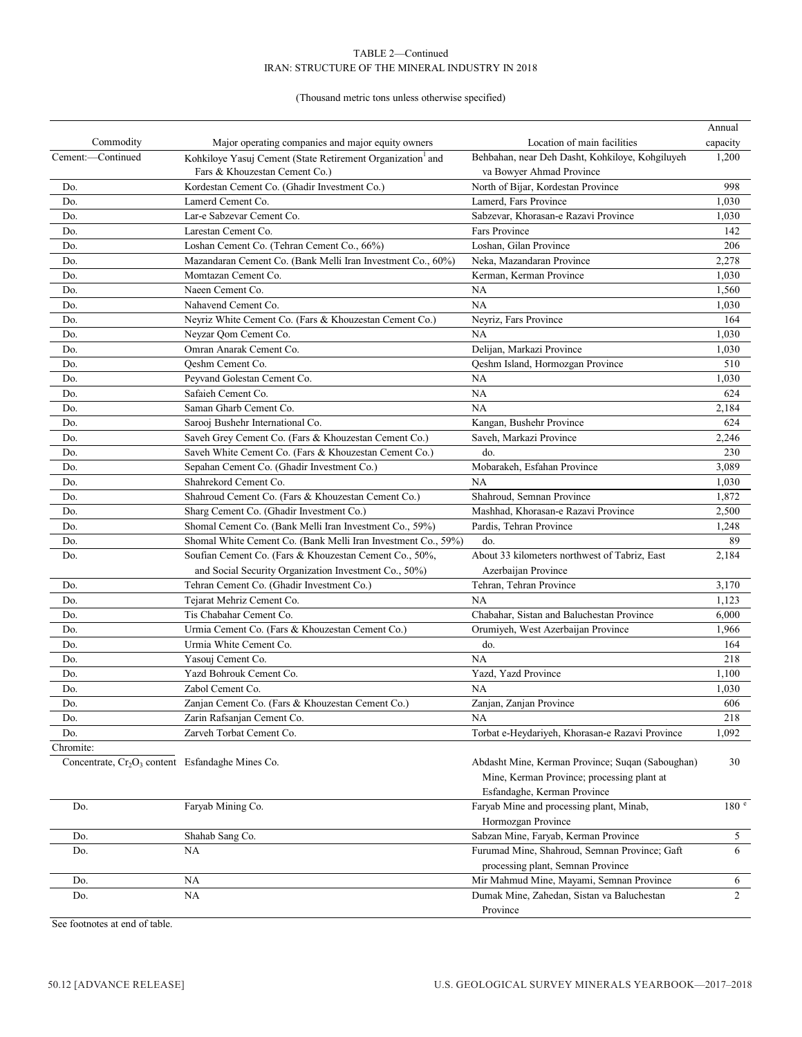TABLE 2—Continued
IRAN: STRUCTURE OF THE MINERAL INDUSTRY IN 2018

(Thousand metric tons unless otherwise specified)

| Commodity | Major operating companies and major equity owners | Location of main facilities | Annual capacity |
|---|---|---|---|
| Cement:—Continued | Kohkiloye Yasuj Cement (State Retirement Organization[1] and Fars & Khouzestan Cement Co.) | Behbahan, near Deh Dasht, Kohkiloye, Kohgiluyeh va Bowyer Ahmad Province | 1,200 |
| Do. | Kordestan Cement Co. (Ghadir Investment Co.) | North of Bijar, Kordestan Province | 998 |
| Do. | Lamerd Cement Co. | Lamerd, Fars Province | 1,030 |
| Do. | Lar-e Sabzevar Cement Co. | Sabzevar, Khorasan-e Razavi Province | 1,030 |
| Do. | Larestan Cement Co. | Fars Province | 142 |
| Do. | Loshan Cement Co. (Tehran Cement Co., 66%) | Loshan, Gilan Province | 206 |
| Do. | Mazandaran Cement Co. (Bank Melli Iran Investment Co., 60%) | Neka, Mazandaran Province | 2,278 |
| Do. | Momtazan Cement Co. | Kerman, Kerman Province | 1,030 |
| Do. | Naeen Cement Co. | NA | 1,560 |
| Do. | Nahavend Cement Co. | NA | 1,030 |
| Do. | Neyriz White Cement Co. (Fars & Khouzestan Cement Co.) | Neyriz, Fars Province | 164 |
| Do. | Neyzar Qom Cement Co. | NA | 1,030 |
| Do. | Omran Anarak Cement Co. | Delijan, Markazi Province | 1,030 |
| Do. | Qeshm Cement Co. | Qeshm Island, Hormozgan Province | 510 |
| Do. | Peyvand Golestan Cement Co. | NA | 1,030 |
| Do. | Safaieh Cement Co. | NA | 624 |
| Do. | Saman Gharb Cement Co. | NA | 2,184 |
| Do. | Sarooj Bushehr International Co. | Kangan, Bushehr Province | 624 |
| Do. | Saveh Grey Cement Co. (Fars & Khouzestan Cement Co.) | Saveh, Markazi Province | 2,246 |
| Do. | Saveh White Cement Co. (Fars & Khouzestan Cement Co.) | do. | 230 |
| Do. | Sepahan Cement Co. (Ghadir Investment Co.) | Mobarakeh, Esfahan Province | 3,089 |
| Do. | Shahrekord Cement Co. | NA | 1,030 |
| Do. | Shahroud Cement Co. (Fars & Khouzestan Cement Co.) | Shahroud, Semnan Province | 1,872 |
| Do. | Sharg Cement Co. (Ghadir Investment Co.) | Mashhad, Khorasan-e Razavi Province | 2,500 |
| Do. | Shomal Cement Co. (Bank Melli Iran Investment Co., 59%) | Pardis, Tehran Province | 1,248 |
| Do. | Shomal White Cement Co. (Bank Melli Iran Investment Co., 59%) | do. | 89 |
| Do. | Soufian Cement Co. (Fars & Khouzestan Cement Co., 50%, and Social Security Organization Investment Co., 50%) | About 33 kilometers northwest of Tabriz, East Azerbaijan Province | 2,184 |
| Do. | Tehran Cement Co. (Ghadir Investment Co.) | Tehran, Tehran Province | 3,170 |
| Do. | Tejarat Mehriz Cement Co. | NA | 1,123 |
| Do. | Tis Chabahar Cement Co. | Chabahar, Sistan and Baluchestan Province | 6,000 |
| Do. | Urmia Cement Co. (Fars & Khouzestan Cement Co.) | Orumiyeh, West Azerbaijan Province | 1,966 |
| Do. | Urmia White Cement Co. | do. | 164 |
| Do. | Yasouj Cement Co. | NA | 218 |
| Do. | Yazd Bohrouk Cement Co. | Yazd, Yazd Province | 1,100 |
| Do. | Zabol Cement Co. | NA | 1,030 |
| Do. | Zanjan Cement Co. (Fars & Khouzestan Cement Co.) | Zanjan, Zanjan Province | 606 |
| Do. | Zarin Rafsanjan Cement Co. | NA | 218 |
| Do. | Zarveh Torbat Cement Co. | Torbat e-Heydariyeh, Khorasan-e Razavi Province | 1,092 |
| Chromite: | | | |
| Concentrate, $Cr_2O_3$ content | Esfandaghe Mines Co. | Abdasht Mine, Kerman Province; Suqan (Saboughan) Mine, Kerman Province; processing plant at Esfandaghe, Kerman Province | 30 |
| Do. | Faryab Mining Co. | Faryab Mine and processing plant, Minab, Hormozgan Province | 180 [e] |
| Do. | Shahab Sang Co. | Sabzan Mine, Faryab, Kerman Province | 5 |
| Do. | NA | Furumad Mine, Shahroud, Semnan Province; Gaft processing plant, Semnan Province | 6 |
| Do. | NA | Mir Mahmud Mine, Mayami, Semnan Province | 6 |
| Do. | NA | Dumak Mine, Zahedan, Sistan va Baluchestan Province | 2 |

See footnotes at end of table.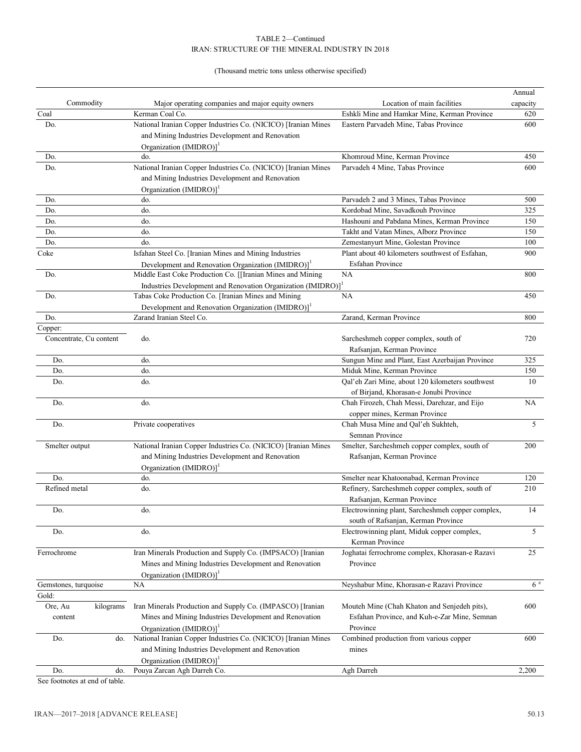TABLE 2—Continued
IRAN: STRUCTURE OF THE MINERAL INDUSTRY IN 2018

(Thousand metric tons unless otherwise specified)

| Commodity | Major operating companies and major equity owners | Location of main facilities | Annual capacity |
|---|---|---|---|
| Coal | Kerman Coal Co. | Eshkli Mine and Hamkar Mine, Kerman Province | 620 |
| Do. | National Iranian Copper Industries Co. (NICICO) [Iranian Mines and Mining Industries Development and Renovation Organization (IMIDRO)][1] | Eastern Parvadeh Mine, Tabas Province | 600 |
| Do. | do. | Khomroud Mine, Kerman Province | 450 |
| Do. | National Iranian Copper Industries Co. (NICICO) [Iranian Mines and Mining Industries Development and Renovation Organization (IMIDRO)][1] | Parvadeh 4 Mine, Tabas Province | 600 |
| Do. | do. | Parvadeh 2 and 3 Mines, Tabas Province | 500 |
| Do. | do. | Kordobad Mine, Savadkouh Province | 325 |
| Do. | do. | Hashouni and Pabdana Mines, Kerman Province | 150 |
| Do. | do. | Takht and Vatan Mines, Alborz Province | 150 |
| Do. | do. | Zemestanyurt Mine, Golestan Province | 100 |
| Coke | Isfahan Steel Co. [Iranian Mines and Mining Industries Development and Renovation Organization (IMIDRO)][1] | Plant about 40 kilometers southwest of Esfahan, Esfahan Province | 900 |
| Do. | Middle East Coke Production Co. [[Iranian Mines and Mining Industries Development and Renovation Organization (IMIDRO)][1] | NA | 800 |
| Do. | Tabas Coke Production Co. [Iranian Mines and Mining Development and Renovation Organization (IMIDRO)][1] | NA | 450 |
| Do. | Zarand Iranian Steel Co. | Zarand, Kerman Province | 800 |
| Copper: | | | |
| Concentrate, Cu content | do. | Sarcheshmeh copper complex, south of Rafsanjan, Kerman Province | 720 |
| Do. | do. | Sungun Mine and Plant, East Azerbaijan Province | 325 |
| Do. | do. | Miduk Mine, Kerman Province | 150 |
| Do. | do. | Qal'eh Zari Mine, about 120 kilometers southwest of Birjand, Khorasan-e Jonubi Province | 10 |
| Do. | do. | Chah Firozeh, Chah Messi, Darehzar, and Eijo copper mines, Kerman Province | NA |
| Do. | Private cooperatives | Chah Musa Mine and Qal'eh Sukhteh, Semnan Province | 5 |
| Smelter output | National Iranian Copper Industries Co. (NICICO) [Iranian Mines and Mining Industries Development and Renovation Organization (IMIDRO)][1] | Smelter, Sarcheshmeh copper complex, south of Rafsanjan, Kerman Province | 200 |
| Do. | do. | Smelter near Khatoonabad, Kerman Province | 120 |
| Refined metal | do. | Refinery, Sarcheshmeh copper complex, south of Rafsanjan, Kerman Province | 210 |
| Do. | do. | Electrowinning plant, Sarcheshmeh copper complex, south of Rafsanjan, Kerman Province | 14 |
| Do. | do. | Electrowinning plant, Miduk copper complex, Kerman Province | 5 |
| Ferrochrome | Iran Minerals Production and Supply Co. (IMPSACO) [Iranian Mines and Mining Industries Development and Renovation Organization (IMIDRO)][1] | Joghatai ferrochrome complex, Khorasan-e Razavi Province | 25 |
| Gemstones, turquoise | NA | Neyshabur Mine, Khorasan-e Razavi Province | 6 [e] |
| Gold: | | | |
| Ore, Au content kilograms | Iran Minerals Production and Supply Co. (IMPASCO) [Iranian Mines and Mining Industries Development and Renovation Organization (IMIDRO)][1] | Mouteh Mine (Chah Khaton and Senjedeh pits), Esfahan Province, and Kuh-e-Zar Mine, Semnan Province | 600 |
| Do. do. | National Iranian Copper Industries Co. (NICICO) [Iranian Mines and Mining Industries Development and Renovation Organization (IMIDRO)][1] | Combined production from various copper mines | 600 |
| Do. do. | Pouya Zarcan Agh Darreh Co. | Agh Darreh | 2,200 |

See footnotes at end of table.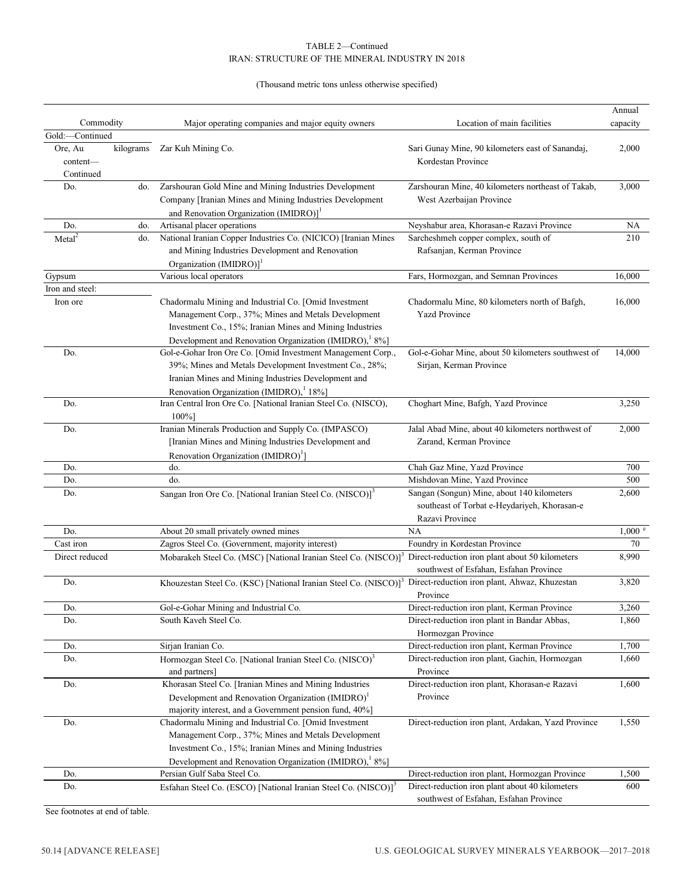TABLE 2—Continued
IRAN: STRUCTURE OF THE MINERAL INDUSTRY IN 2018

(Thousand metric tons unless otherwise specified)

| Commodity | | Major operating companies and major equity owners | Location of main facilities | Annual capacity |
|---|---|---|---|---|
| Gold:—Continued | | | | |
| Ore, Au content—Continued | kilograms | Zar Kuh Mining Co. | Sari Gunay Mine, 90 kilometers east of Sanandaj, Kordestan Province | 2,000 |
| Do. | do. | Zarshouran Gold Mine and Mining Industries Development Company [Iranian Mines and Mining Industries Development and Renovation Organization (IMIDRO)][1] | Zarshouran Mine, 40 kilometers northeast of Takab, West Azerbaijan Province | 3,000 |
| Do. | do. | Artisanal placer operations | Neyshabur area, Khorasan-e Razavi Province | NA |
| Metal[2] | do. | National Iranian Copper Industries Co. (NICICO) [Iranian Mines and Mining Industries Development and Renovation Organization (IMIDRO)][1] | Sarcheshmeh copper complex, south of Rafsanjan, Kerman Province | 210 |
| Gypsum | | Various local operators | Fars, Hormozgan, and Semnan Provinces | 16,000 |
| Iron and steel: | | | | |
| Iron ore | | Chadormalu Mining and Industrial Co. [Omid Investment Management Corp., 37%; Mines and Metals Development Investment Co., 15%; Iranian Mines and Mining Industries Development and Renovation Organization (IMIDRO),[1] 8%] | Chadormalu Mine, 80 kilometers north of Bafgh, Yazd Province | 16,000 |
| Do. | | Gol-e-Gohar Iron Ore Co. [Omid Investment Management Corp., 39%; Mines and Metals Development Investment Co., 28%; Iranian Mines and Mining Industries Development and Renovation Organization (IMIDRO),[1] 18%] | Gol-e-Gohar Mine, about 50 kilometers southwest of Sirjan, Kerman Province | 14,000 |
| Do. | | Iran Central Iron Ore Co. [National Iranian Steel Co. (NISCO), 100%] | Choghart Mine, Bafgh, Yazd Province | 3,250 |
| Do. | | Iranian Minerals Production and Supply Co. (IMPASCO) [Iranian Mines and Mining Industries Development and Renovation Organization (IMIDRO)[1]] | Jalal Abad Mine, about 40 kilometers northwest of Zarand, Kerman Province | 2,000 |
| Do. | | do. | Chah Gaz Mine, Yazd Province | 700 |
| Do. | | do. | Mishdovan Mine, Yazd Province | 500 |
| Do. | | Sangan Iron Ore Co. [National Iranian Steel Co. (NISCO)][3] | Sangan (Songun) Mine, about 140 kilometers southeast of Torbat e-Heydariyeh, Khorasan-e Razavi Province | 2,600 |
| Do. | | About 20 small privately owned mines | NA | 1,000 [e] |
| Cast iron | | Zagros Steel Co. (Government, majority interest) | Foundry in Kordestan Province | 70 |
| Direct reduced | | Mobarakeh Steel Co. (MSC) [National Iranian Steel Co. (NISCO)][3] | Direct-reduction iron plant about 50 kilometers southwest of Esfahan, Esfahan Province | 8,990 |
| Do. | | Khouzestan Steel Co. (KSC) [National Iranian Steel Co. (NISCO)][3] | Direct-reduction iron plant, Ahwaz, Khuzestan Province | 3,820 |
| Do. | | Gol-e-Gohar Mining and Industrial Co. | Direct-reduction iron plant, Kerman Province | 3,260 |
| Do. | | South Kaveh Steel Co. | Direct-reduction iron plant in Bandar Abbas, Hormozgan Province | 1,860 |
| Do. | | Sirjan Iranian Co. | Direct-reduction iron plant, Kerman Province | 1,700 |
| Do. | | Hormozgan Steel Co. [National Iranian Steel Co. (NISCO)[3] and partners] | Direct-reduction iron plant, Gachin, Hormozgan Province | 1,660 |
| Do. | | Khorasan Steel Co. [Iranian Mines and Mining Industries Development and Renovation Organization (IMIDRO)[1] majority interest, and a Government pension fund, 40%] | Direct-reduction iron plant, Khorasan-e Razavi Province | 1,600 |
| Do. | | Chadormalu Mining and Industrial Co. [Omid Investment Management Corp., 37%; Mines and Metals Development Investment Co., 15%; Iranian Mines and Mining Industries Development and Renovation Organization (IMIDRO),[1] 8%] | Direct-reduction iron plant, Ardakan, Yazd Province | 1,550 |
| Do. | | Persian Gulf Saba Steel Co. | Direct-reduction iron plant, Hormozgan Province | 1,500 |
| Do. | | Esfahan Steel Co. (ESCO) [National Iranian Steel Co. (NISCO)][3] | Direct-reduction iron plant about 40 kilometers southwest of Esfahan, Esfahan Province | 600 |

See footnotes at end of table.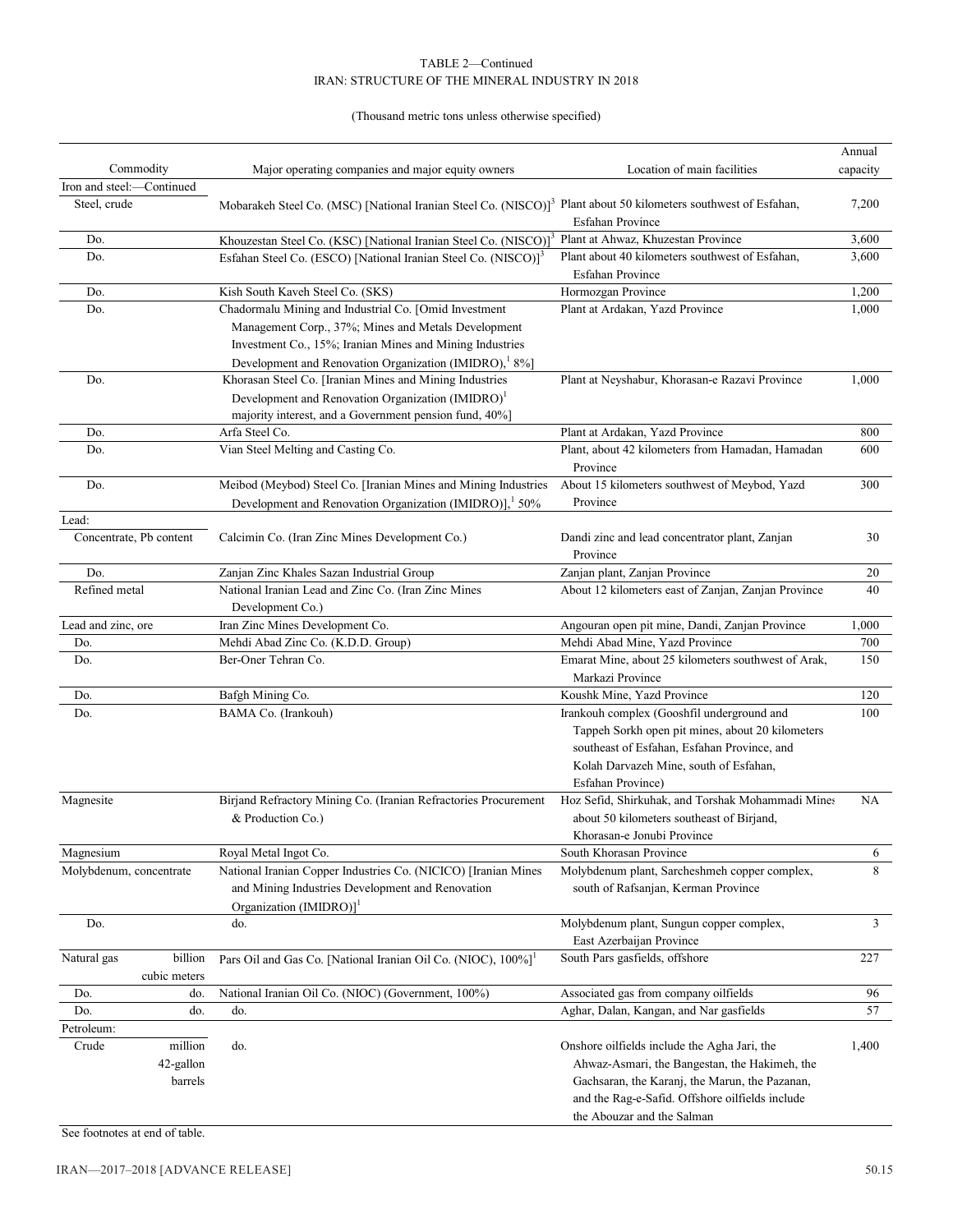TABLE 2—Continued
IRAN: STRUCTURE OF THE MINERAL INDUSTRY IN 2018

(Thousand metric tons unless otherwise specified)

| Commodity | | Major operating companies and major equity owners | Location of main facilities | Annual capacity |
|---|---|---|---|---|
| Iron and steel:—Continued | | | | |
| Steel, crude | | Mobarakeh Steel Co. (MSC) [National Iranian Steel Co. (NISCO)][3] | Plant about 50 kilometers southwest of Esfahan, Esfahan Province | 7,200 |
| Do. | | Khouzestan Steel Co. (KSC) [National Iranian Steel Co. (NISCO)][3] | Plant at Ahwaz, Khuzestan Province | 3,600 |
| Do. | | Esfahan Steel Co. (ESCO) [National Iranian Steel Co. (NISCO)][3] | Plant about 40 kilometers southwest of Esfahan, Esfahan Province | 3,600 |
| Do. | | Kish South Kaveh Steel Co. (SKS) | Hormozgan Province | 1,200 |
| Do. | | Chadormalu Mining and Industrial Co. [Omid Investment Management Corp., 37%; Mines and Metals Development Investment Co., 15%; Iranian Mines and Mining Industries Development and Renovation Organization (IMIDRO),[1] 8%] | Plant at Ardakan, Yazd Province | 1,000 |
| Do. | | Khorasan Steel Co. [Iranian Mines and Mining Industries Development and Renovation Organization (IMIDRO)[1] majority interest, and a Government pension fund, 40%] | Plant at Neyshabur, Khorasan-e Razavi Province | 1,000 |
| Do. | | Arfa Steel Co. | Plant at Ardakan, Yazd Province | 800 |
| Do. | | Vian Steel Melting and Casting Co. | Plant, about 42 kilometers from Hamadan, Hamadan Province | 600 |
| Do. | | Meibod (Meybod) Steel Co. [Iranian Mines and Mining Industries Development and Renovation Organization (IMIDRO)],[1] 50% | About 15 kilometers southwest of Meybod, Yazd Province | 300 |
| Lead: | | | | |
| Concentrate, Pb content | | Calcimin Co. (Iran Zinc Mines Development Co.) | Dandi zinc and lead concentrator plant, Zanjan Province | 30 |
| Do. | | Zanjan Zinc Khales Sazan Industrial Group | Zanjan plant, Zanjan Province | 20 |
| Refined metal | | National Iranian Lead and Zinc Co. (Iran Zinc Mines Development Co.) | About 12 kilometers east of Zanjan, Zanjan Province | 40 |
| Lead and zinc, ore | | Iran Zinc Mines Development Co. | Angouran open pit mine, Dandi, Zanjan Province | 1,000 |
| Do. | | Mehdi Abad Zinc Co. (K.D.D. Group) | Mehdi Abad Mine, Yazd Province | 700 |
| Do. | | Ber-Oner Tehran Co. | Emarat Mine, about 25 kilometers southwest of Arak, Markazi Province | 150 |
| Do. | | Bafgh Mining Co. | Koushk Mine, Yazd Province | 120 |
| Do. | | BAMA Co. (Irankouh) | Irankouh complex (Gooshfil underground and Tappeh Sorkh open pit mines, about 20 kilometers southeast of Esfahan, Esfahan Province, and Kolah Darvazeh Mine, south of Esfahan, Esfahan Province) | 100 |
| Magnesite | | Birjand Refractory Mining Co. (Iranian Refractories Procurement & Production Co.) | Hoz Sefid, Shirkuhak, and Torshak Mohammadi Mines about 50 kilometers southeast of Birjand, Khorasan-e Jonubi Province | NA |
| Magnesium | | Royal Metal Ingot Co. | South Khorasan Province | 6 |
| Molybdenum, concentrate | | National Iranian Copper Industries Co. (NICICO) [Iranian Mines and Mining Industries Development and Renovation Organization (IMIDRO)][1] | Molybdenum plant, Sarcheshmeh copper complex, south of Rafsanjan, Kerman Province | 8 |
| Do. | | do. | Molybdenum plant, Sungun copper complex, East Azerbaijan Province | 3 |
| Natural gas | billion cubic meters | Pars Oil and Gas Co. [National Iranian Oil Co. (NIOC), 100%][1] | South Pars gasfields, offshore | 227 |
| Do. | do. | National Iranian Oil Co. (NIOC) (Government, 100%) | Associated gas from company oilfields | 96 |
| Do. | do. | do. | Aghar, Dalan, Kangan, and Nar gasfields | 57 |
| Petroleum: | | | | |
| Crude | million 42-gallon barrels | do. | Onshore oilfields include the Agha Jari, the Ahwaz-Asmari, the Bangestan, the Hakimeh, the Gachsaran, the Karanj, the Marun, the Pazanan, and the Rag-e-Safid. Offshore oilfields include the Abouzar and the Salman | 1,400 |

See footnotes at end of table.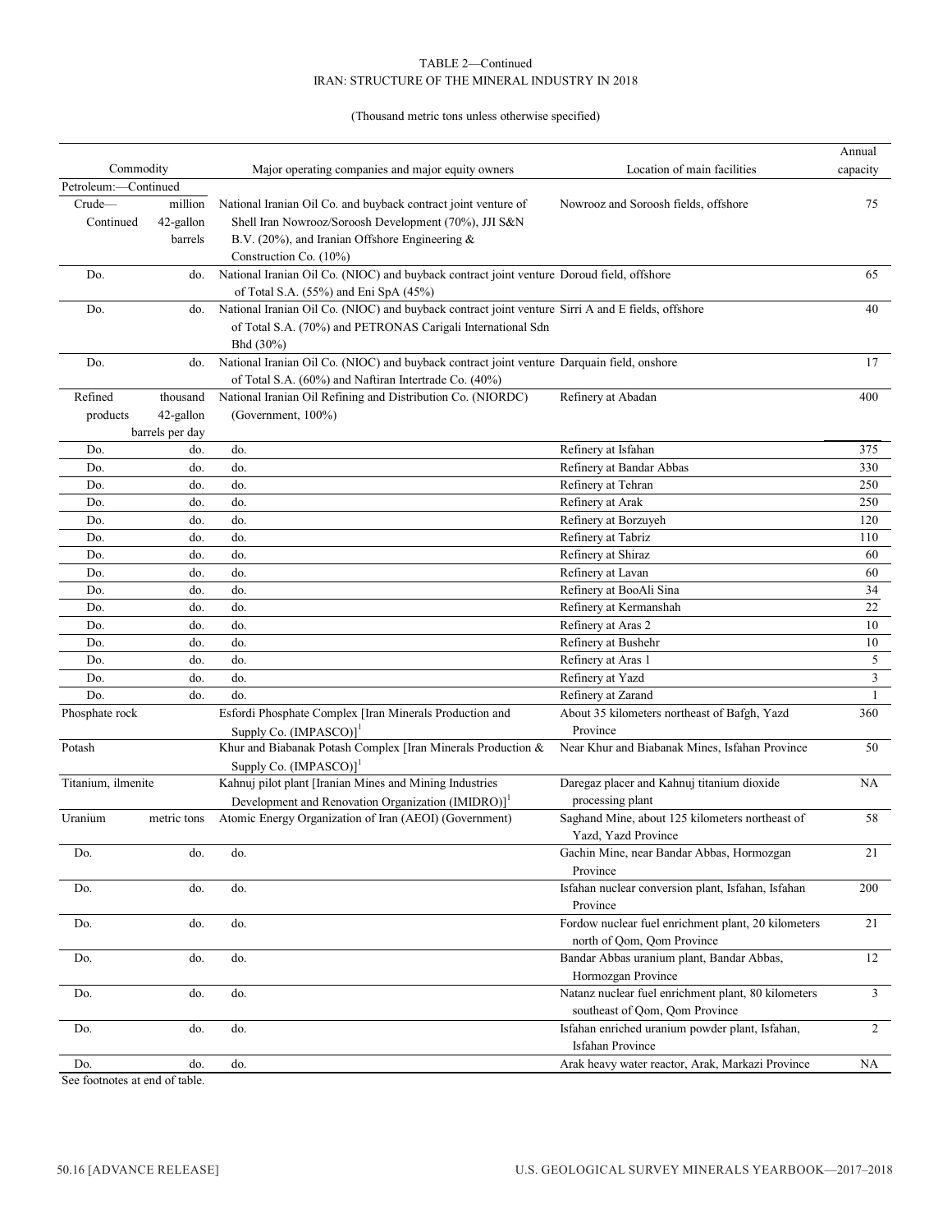TABLE 2—Continued
IRAN: STRUCTURE OF THE MINERAL INDUSTRY IN 2018

(Thousand metric tons unless otherwise specified)

| Commodity | | Major operating companies and major equity owners | Location of main facilities | Annual capacity |
|---|---|---|---|---|
| Petroleum:—Continued | | | | |
| Crude—Continued | million 42-gallon barrels | National Iranian Oil Co. and buyback contract joint venture of Shell Iran Nowrooz/Soroosh Development (70%), JJI S&N B.V. (20%), and Iranian Offshore Engineering & Construction Co. (10%) | Nowrooz and Soroosh fields, offshore | 75 |
| Do. | do. | National Iranian Oil Co. (NIOC) and buyback contract joint venture of Total S.A. (55%) and Eni SpA (45%) | Doroud field, offshore | 65 |
| Do. | do. | National Iranian Oil Co. (NIOC) and buyback contract joint venture of Total S.A. (70%) and PETRONAS Carigali International Sdn Bhd (30%) | Sirri A and E fields, offshore | 40 |
| Do. | do. | National Iranian Oil Co. (NIOC) and buyback contract joint venture of Total S.A. (60%) and Naftiran Intertrade Co. (40%) | Darquain field, onshore | 17 |
| Refined products | thousand 42-gallon barrels per day | National Iranian Oil Refining and Distribution Co. (NIORDC) (Government, 100%) | Refinery at Abadan | 400 |
| Do. | do. | do. | Refinery at Isfahan | 375 |
| Do. | do. | do. | Refinery at Bandar Abbas | 330 |
| Do. | do. | do. | Refinery at Tehran | 250 |
| Do. | do. | do. | Refinery at Arak | 250 |
| Do. | do. | do. | Refinery at Borzuyeh | 120 |
| Do. | do. | do. | Refinery at Tabriz | 110 |
| Do. | do. | do. | Refinery at Shiraz | 60 |
| Do. | do. | do. | Refinery at Lavan | 60 |
| Do. | do. | do. | Refinery at BooAli Sina | 34 |
| Do. | do. | do. | Refinery at Kermanshah | 22 |
| Do. | do. | do. | Refinery at Aras 2 | 10 |
| Do. | do. | do. | Refinery at Bushehr | 10 |
| Do. | do. | do. | Refinery at Aras 1 | 5 |
| Do. | do. | do. | Refinery at Yazd | 3 |
| Do. | do. | do. | Refinery at Zarand | 1 |
| Phosphate rock | | Esfordi Phosphate Complex [Iran Minerals Production and Supply Co. (IMPASCO)][1] | About 35 kilometers northeast of Bafgh, Yazd Province | 360 |
| Potash | | Khur and Biabanak Potash Complex [Iran Minerals Production & Supply Co. (IMPASCO)][1] | Near Khur and Biabanak Mines, Isfahan Province | 50 |
| Titanium, ilmenite | | Kahnuj pilot plant [Iranian Mines and Mining Industries Development and Renovation Organization (IMIDRO)][1] | Daregaz placer and Kahnuj titanium dioxide processing plant | NA |
| Uranium | metric tons | Atomic Energy Organization of Iran (AEOI) (Government) | Saghand Mine, about 125 kilometers northeast of Yazd, Yazd Province | 58 |
| Do. | do. | do. | Gachin Mine, near Bandar Abbas, Hormozgan Province | 21 |
| Do. | do. | do. | Isfahan nuclear conversion plant, Isfahan, Isfahan Province | 200 |
| Do. | do. | do. | Fordow nuclear fuel enrichment plant, 20 kilometers north of Qom, Qom Province | 21 |
| Do. | do. | do. | Bandar Abbas uranium plant, Bandar Abbas, Hormozgan Province | 12 |
| Do. | do. | do. | Natanz nuclear fuel enrichment plant, 80 kilometers southeast of Qom, Qom Province | 3 |
| Do. | do. | do. | Isfahan enriched uranium powder plant, Isfahan, Isfahan Province | 2 |
| Do. | do. | do. | Arak heavy water reactor, Arak, Markazi Province | NA |

See footnotes at end of table.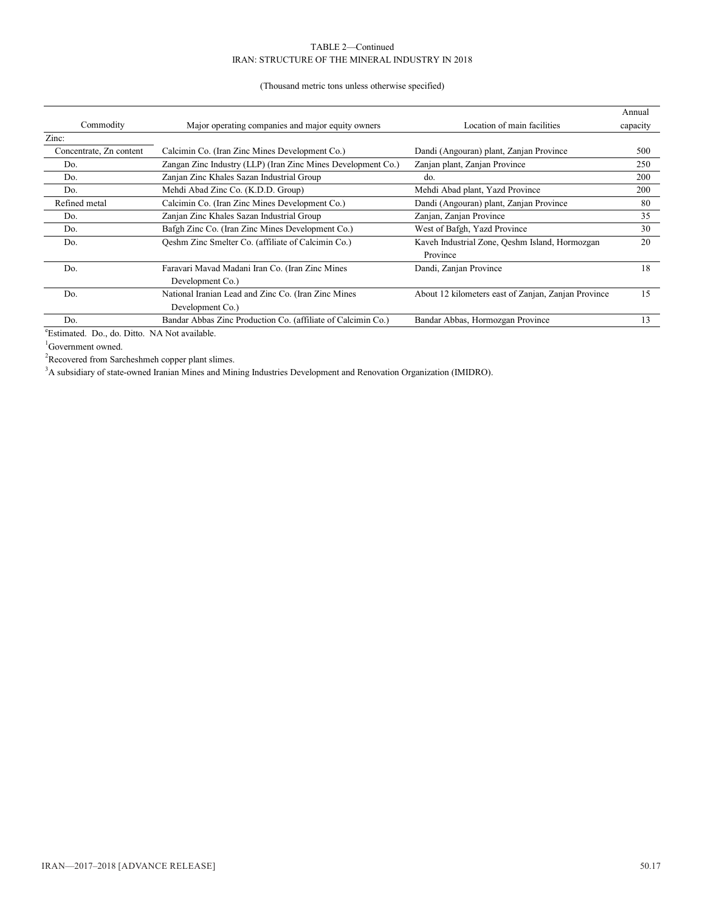TABLE 2—Continued
IRAN: STRUCTURE OF THE MINERAL INDUSTRY IN 2018

(Thousand metric tons unless otherwise specified)

| Commodity | Major operating companies and major equity owners | Location of main facilities | Annual capacity |
|---|---|---|---|
| Zinc: | | | |
| Concentrate, Zn content | Calcimin Co. (Iran Zinc Mines Development Co.) | Dandi (Angouran) plant, Zanjan Province | 500 |
| Do. | Zangan Zinc Industry (LLP) (Iran Zinc Mines Development Co.) | Zanjan plant, Zanjan Province | 250 |
| Do. | Zanjan Zinc Khales Sazan Industrial Group | do. | 200 |
| Do. | Mehdi Abad Zinc Co. (K.D.D. Group) | Mehdi Abad plant, Yazd Province | 200 |
| Refined metal | Calcimin Co. (Iran Zinc Mines Development Co.) | Dandi (Angouran) plant, Zanjan Province | 80 |
| Do. | Zanjan Zinc Khales Sazan Industrial Group | Zanjan, Zanjan Province | 35 |
| Do. | Bafgh Zinc Co. (Iran Zinc Mines Development Co.) | West of Bafgh, Yazd Province | 30 |
| Do. | Qeshm Zinc Smelter Co. (affiliate of Calcimin Co.) | Kaveh Industrial Zone, Qeshm Island, Hormozgan Province | 20 |
| Do. | Faravari Mavad Madani Iran Co. (Iran Zinc Mines Development Co.) | Dandi, Zanjan Province | 18 |
| Do. | National Iranian Lead and Zinc Co. (Iran Zinc Mines Development Co.) | About 12 kilometers east of Zanjan, Zanjan Province | 15 |
| Do. | Bandar Abbas Zinc Production Co. (affiliate of Calcimin Co.) | Bandar Abbas, Hormozgan Province | 13 |

[e]Estimated. Do., do. Ditto. NA Not available.

[1]Government owned.

[2]Recovered from Sarcheshmeh copper plant slimes.

[3]A subsidiary of state-owned Iranian Mines and Mining Industries Development and Renovation Organization (IMIDRO).